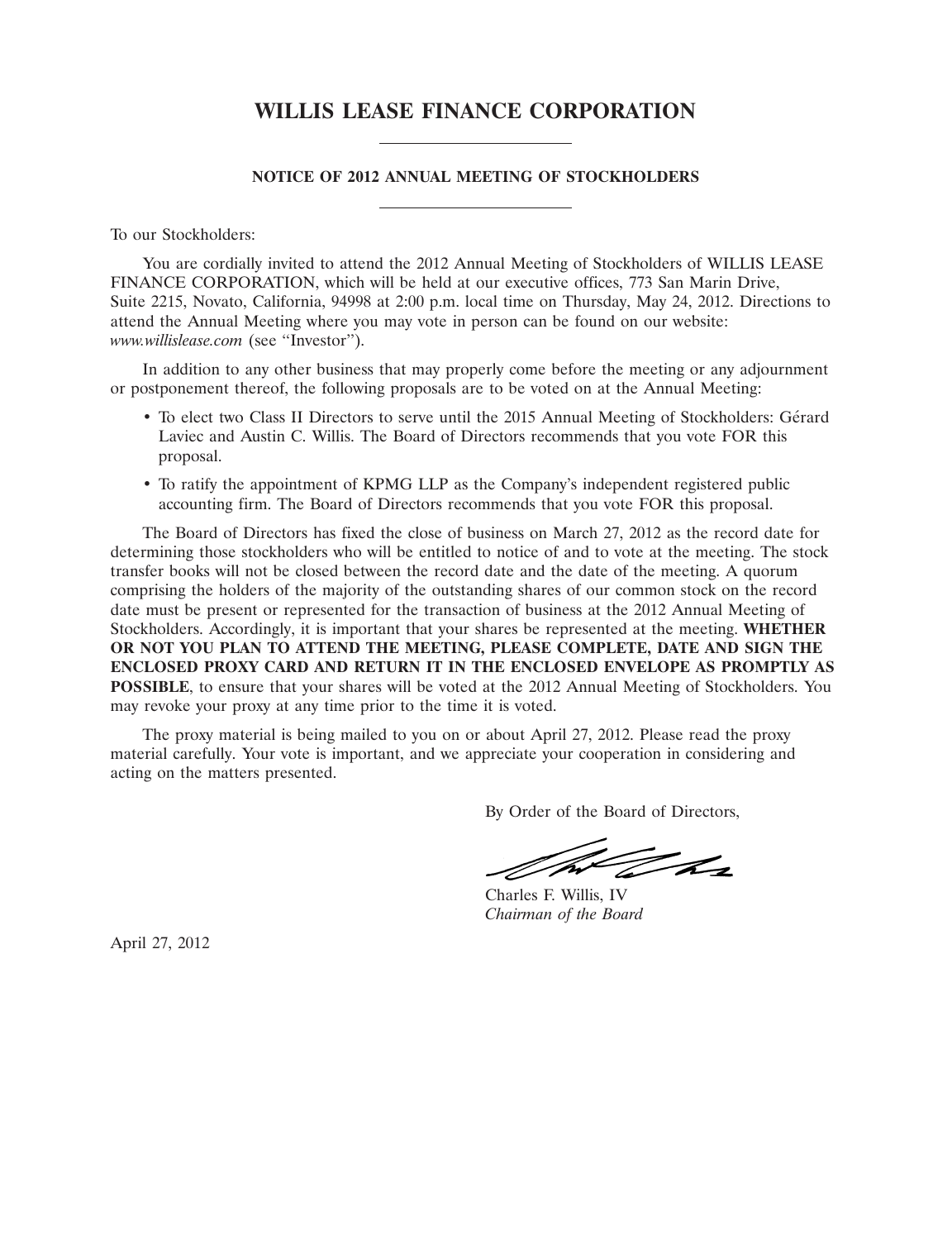# WILLIS LEASE FINANCE CORPORATION

## NOTICE OF 2012 ANNUAL MEETING OF STOCKHOLDERS

To our Stockholders:

You are cordially invited to attend the 2012 Annual Meeting of Stockholders of WILLIS LEASE FINANCE CORPORATION, which will be held at our executive offices, 773 San Marin Drive, Suite 2215, Novato, California, 94998 at 2:00 p.m. local time on Thursday, May 24, 2012. Directions to attend the Annual Meeting where you may vote in person can be found on our website: *www.willislease.com* (see ''Investor'').

In addition to any other business that may properly come before the meeting or any adjournment or postponement thereof, the following proposals are to be voted on at the Annual Meeting:

- To elect two Class II Directors to serve until the 2015 Annual Meeting of Stockholders: Gérard Laviec and Austin C. Willis. The Board of Directors recommends that you vote FOR this proposal.
- To ratify the appointment of KPMG LLP as the Company's independent registered public accounting firm. The Board of Directors recommends that you vote FOR this proposal.

The Board of Directors has fixed the close of business on March 27, 2012 as the record date for determining those stockholders who will be entitled to notice of and to vote at the meeting. The stock transfer books will not be closed between the record date and the date of the meeting. A quorum comprising the holders of the majority of the outstanding shares of our common stock on the record date must be present or represented for the transaction of business at the 2012 Annual Meeting of Stockholders. Accordingly, it is important that your shares be represented at the meeting. **WHETHER OR NOT YOU PLAN TO ATTEND THE MEETING, PLEASE COMPLETE, DATE AND SIGN THE ENCLOSED PROXY CARD AND RETURN IT IN THE ENCLOSED ENVELOPE AS PROMPTLY AS POSSIBLE**, to ensure that your shares will be voted at the 2012 Annual Meeting of Stockholders. You may revoke your proxy at any time prior to the time it is voted.

The proxy material is being mailed to you on or about April 27, 2012. Please read the proxy material carefully. Your vote is important, and we appreciate your cooperation in considering and acting on the matters presented.

By Order of the Board of Directors,

Charles F. Willis, IV
*Chairman of the Board*

April 27, 2012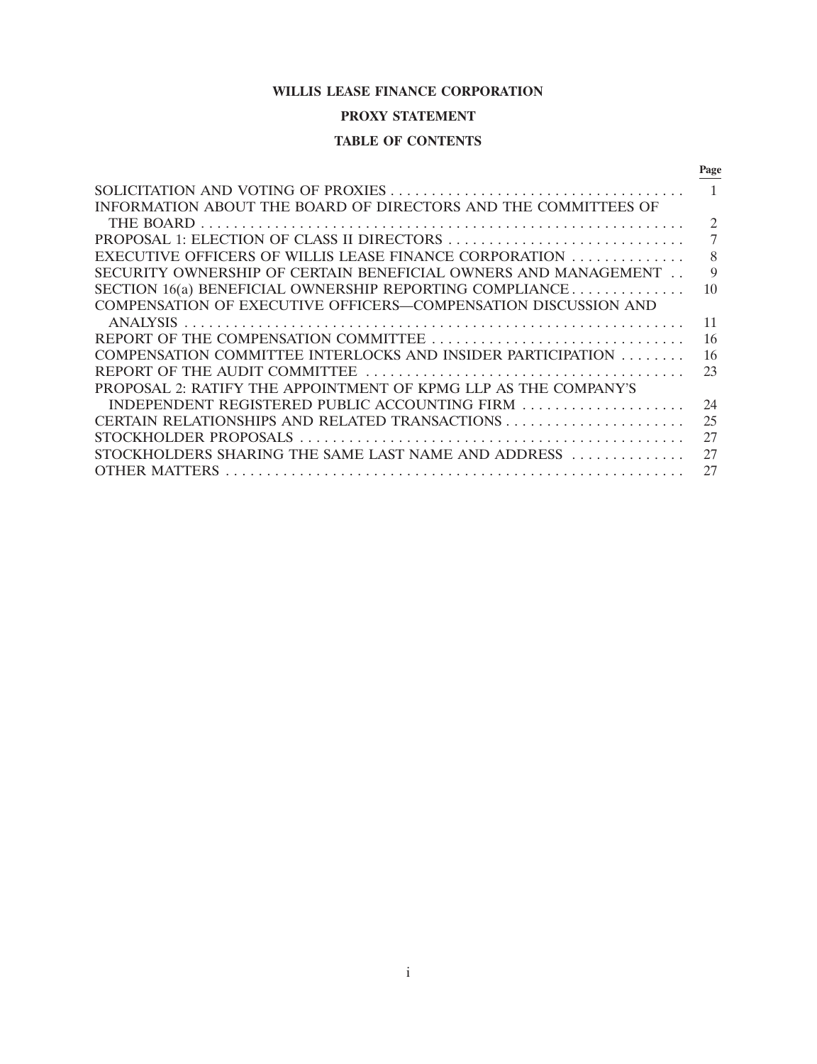# WILLIS LEASE FINANCE CORPORATION

## PROXY STATEMENT

## TABLE OF CONTENTS

| | Page |
|---|---|
| SOLICITATION AND VOTING OF PROXIES | 1 |
| INFORMATION ABOUT THE BOARD OF DIRECTORS AND THE COMMITTEES OF THE BOARD | 2 |
| PROPOSAL 1: ELECTION OF CLASS II DIRECTORS | 7 |
| EXECUTIVE OFFICERS OF WILLIS LEASE FINANCE CORPORATION | 8 |
| SECURITY OWNERSHIP OF CERTAIN BENEFICIAL OWNERS AND MANAGEMENT | 9 |
| SECTION 16(a) BENEFICIAL OWNERSHIP REPORTING COMPLIANCE | 10 |
| COMPENSATION OF EXECUTIVE OFFICERS—COMPENSATION DISCUSSION AND ANALYSIS | 11 |
| REPORT OF THE COMPENSATION COMMITTEE | 16 |
| COMPENSATION COMMITTEE INTERLOCKS AND INSIDER PARTICIPATION | 16 |
| REPORT OF THE AUDIT COMMITTEE | 23 |
| PROPOSAL 2: RATIFY THE APPOINTMENT OF KPMG LLP AS THE COMPANY'S INDEPENDENT REGISTERED PUBLIC ACCOUNTING FIRM | 24 |
| CERTAIN RELATIONSHIPS AND RELATED TRANSACTIONS | 25 |
| STOCKHOLDER PROPOSALS | 27 |
| STOCKHOLDERS SHARING THE SAME LAST NAME AND ADDRESS | 27 |
| OTHER MATTERS | 27 |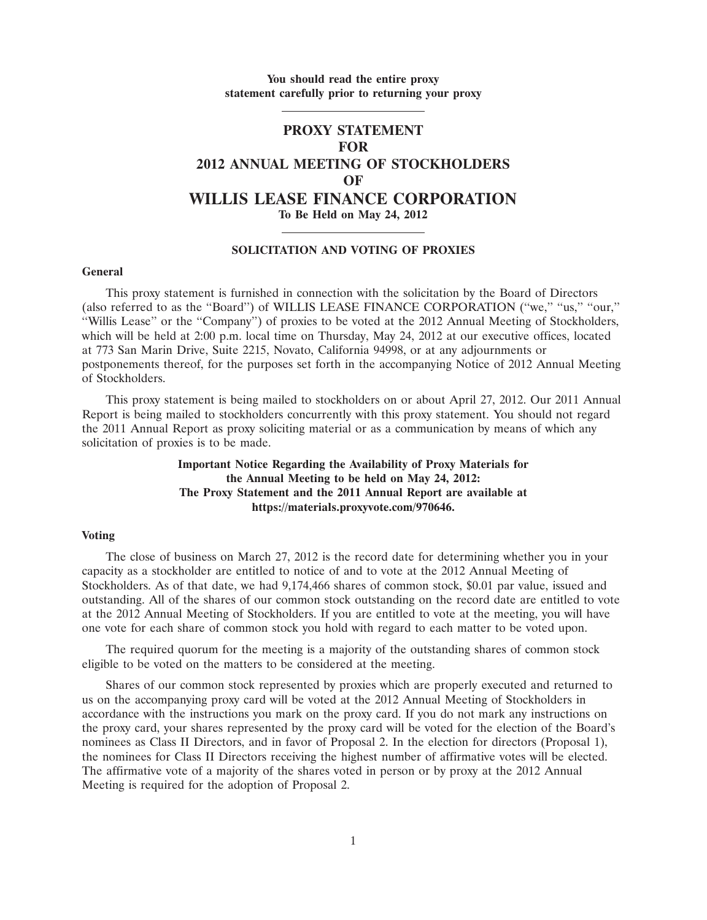**You should read the entire proxy statement carefully prior to returning your proxy**

# PROXY STATEMENT FOR 2012 ANNUAL MEETING OF STOCKHOLDERS OF WILLIS LEASE FINANCE CORPORATION

**To Be Held on May 24, 2012**

## SOLICITATION AND VOTING OF PROXIES

### General

This proxy statement is furnished in connection with the solicitation by the Board of Directors (also referred to as the "Board") of WILLIS LEASE FINANCE CORPORATION ("we," "us," "our," "Willis Lease" or the "Company") of proxies to be voted at the 2012 Annual Meeting of Stockholders, which will be held at 2:00 p.m. local time on Thursday, May 24, 2012 at our executive offices, located at 773 San Marin Drive, Suite 2215, Novato, California 94998, or at any adjournments or postponements thereof, for the purposes set forth in the accompanying Notice of 2012 Annual Meeting of Stockholders.

This proxy statement is being mailed to stockholders on or about April 27, 2012. Our 2011 Annual Report is being mailed to stockholders concurrently with this proxy statement. You should not regard the 2011 Annual Report as proxy soliciting material or as a communication by means of which any solicitation of proxies is to be made.

**Important Notice Regarding the Availability of Proxy Materials for the Annual Meeting to be held on May 24, 2012: The Proxy Statement and the 2011 Annual Report are available at https://materials.proxyvote.com/970646.**

### Voting

The close of business on March 27, 2012 is the record date for determining whether you in your capacity as a stockholder are entitled to notice of and to vote at the 2012 Annual Meeting of Stockholders. As of that date, we had 9,174,466 shares of common stock, $0.01 par value, issued and outstanding. All of the shares of our common stock outstanding on the record date are entitled to vote at the 2012 Annual Meeting of Stockholders. If you are entitled to vote at the meeting, you will have one vote for each share of common stock you hold with regard to each matter to be voted upon.

The required quorum for the meeting is a majority of the outstanding shares of common stock eligible to be voted on the matters to be considered at the meeting.

Shares of our common stock represented by proxies which are properly executed and returned to us on the accompanying proxy card will be voted at the 2012 Annual Meeting of Stockholders in accordance with the instructions you mark on the proxy card. If you do not mark any instructions on the proxy card, your shares represented by the proxy card will be voted for the election of the Board's nominees as Class II Directors, and in favor of Proposal 2. In the election for directors (Proposal 1), the nominees for Class II Directors receiving the highest number of affirmative votes will be elected. The affirmative vote of a majority of the shares voted in person or by proxy at the 2012 Annual Meeting is required for the adoption of Proposal 2.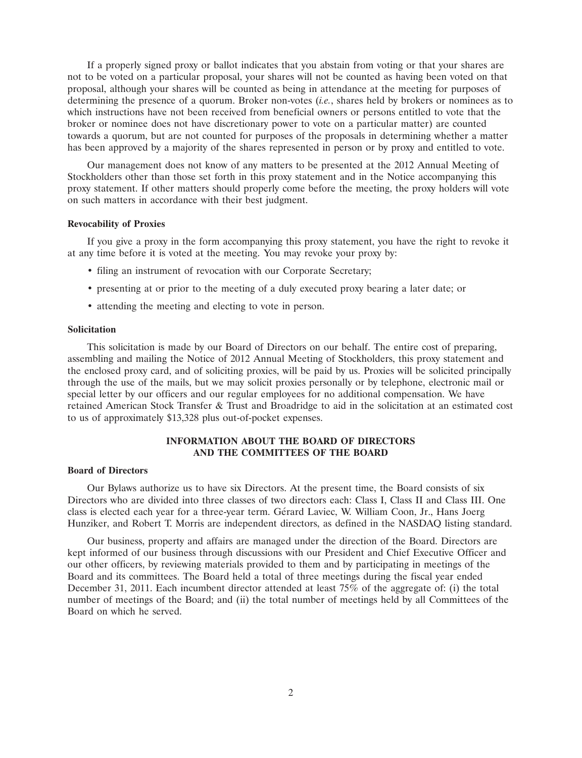If a properly signed proxy or ballot indicates that you abstain from voting or that your shares are not to be voted on a particular proposal, your shares will not be counted as having been voted on that proposal, although your shares will be counted as being in attendance at the meeting for purposes of determining the presence of a quorum. Broker non-votes (*i.e.*, shares held by brokers or nominees as to which instructions have not been received from beneficial owners or persons entitled to vote that the broker or nominee does not have discretionary power to vote on a particular matter) are counted towards a quorum, but are not counted for purposes of the proposals in determining whether a matter has been approved by a majority of the shares represented in person or by proxy and entitled to vote.

Our management does not know of any matters to be presented at the 2012 Annual Meeting of Stockholders other than those set forth in this proxy statement and in the Notice accompanying this proxy statement. If other matters should properly come before the meeting, the proxy holders will vote on such matters in accordance with their best judgment.

**Revocability of Proxies**

If you give a proxy in the form accompanying this proxy statement, you have the right to revoke it at any time before it is voted at the meeting. You may revoke your proxy by:

- filing an instrument of revocation with our Corporate Secretary;
- presenting at or prior to the meeting of a duly executed proxy bearing a later date; or
- attending the meeting and electing to vote in person.

**Solicitation**

This solicitation is made by our Board of Directors on our behalf. The entire cost of preparing, assembling and mailing the Notice of 2012 Annual Meeting of Stockholders, this proxy statement and the enclosed proxy card, and of soliciting proxies, will be paid by us. Proxies will be solicited principally through the use of the mails, but we may solicit proxies personally or by telephone, electronic mail or special letter by our officers and our regular employees for no additional compensation. We have retained American Stock Transfer & Trust and Broadridge to aid in the solicitation at an estimated cost to us of approximately $13,328 plus out-of-pocket expenses.

## INFORMATION ABOUT THE BOARD OF DIRECTORS AND THE COMMITTEES OF THE BOARD

**Board of Directors**

Our Bylaws authorize us to have six Directors. At the present time, the Board consists of six Directors who are divided into three classes of two directors each: Class I, Class II and Class III. One class is elected each year for a three-year term. Gérard Laviec, W. William Coon, Jr., Hans Joerg Hunziker, and Robert T. Morris are independent directors, as defined in the NASDAQ listing standard.

Our business, property and affairs are managed under the direction of the Board. Directors are kept informed of our business through discussions with our President and Chief Executive Officer and our other officers, by reviewing materials provided to them and by participating in meetings of the Board and its committees. The Board held a total of three meetings during the fiscal year ended December 31, 2011. Each incumbent director attended at least 75% of the aggregate of: (i) the total number of meetings of the Board; and (ii) the total number of meetings held by all Committees of the Board on which he served.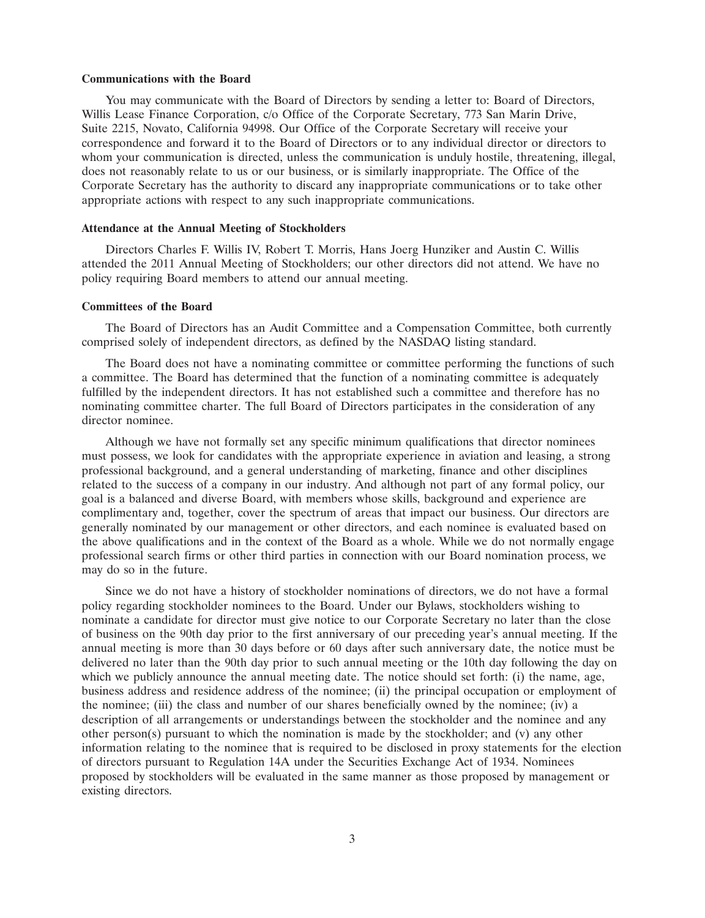**Communications with the Board**

You may communicate with the Board of Directors by sending a letter to: Board of Directors, Willis Lease Finance Corporation, c/o Office of the Corporate Secretary, 773 San Marin Drive, Suite 2215, Novato, California 94998. Our Office of the Corporate Secretary will receive your correspondence and forward it to the Board of Directors or to any individual director or directors to whom your communication is directed, unless the communication is unduly hostile, threatening, illegal, does not reasonably relate to us or our business, or is similarly inappropriate. The Office of the Corporate Secretary has the authority to discard any inappropriate communications or to take other appropriate actions with respect to any such inappropriate communications.

**Attendance at the Annual Meeting of Stockholders**

Directors Charles F. Willis IV, Robert T. Morris, Hans Joerg Hunziker and Austin C. Willis attended the 2011 Annual Meeting of Stockholders; our other directors did not attend. We have no policy requiring Board members to attend our annual meeting.

**Committees of the Board**

The Board of Directors has an Audit Committee and a Compensation Committee, both currently comprised solely of independent directors, as defined by the NASDAQ listing standard.

The Board does not have a nominating committee or committee performing the functions of such a committee. The Board has determined that the function of a nominating committee is adequately fulfilled by the independent directors. It has not established such a committee and therefore has no nominating committee charter. The full Board of Directors participates in the consideration of any director nominee.

Although we have not formally set any specific minimum qualifications that director nominees must possess, we look for candidates with the appropriate experience in aviation and leasing, a strong professional background, and a general understanding of marketing, finance and other disciplines related to the success of a company in our industry. And although not part of any formal policy, our goal is a balanced and diverse Board, with members whose skills, background and experience are complimentary and, together, cover the spectrum of areas that impact our business. Our directors are generally nominated by our management or other directors, and each nominee is evaluated based on the above qualifications and in the context of the Board as a whole. While we do not normally engage professional search firms or other third parties in connection with our Board nomination process, we may do so in the future.

Since we do not have a history of stockholder nominations of directors, we do not have a formal policy regarding stockholder nominees to the Board. Under our Bylaws, stockholders wishing to nominate a candidate for director must give notice to our Corporate Secretary no later than the close of business on the 90th day prior to the first anniversary of our preceding year's annual meeting. If the annual meeting is more than 30 days before or 60 days after such anniversary date, the notice must be delivered no later than the 90th day prior to such annual meeting or the 10th day following the day on which we publicly announce the annual meeting date. The notice should set forth: (i) the name, age, business address and residence address of the nominee; (ii) the principal occupation or employment of the nominee; (iii) the class and number of our shares beneficially owned by the nominee; (iv) a description of all arrangements or understandings between the stockholder and the nominee and any other person(s) pursuant to which the nomination is made by the stockholder; and (v) any other information relating to the nominee that is required to be disclosed in proxy statements for the election of directors pursuant to Regulation 14A under the Securities Exchange Act of 1934. Nominees proposed by stockholders will be evaluated in the same manner as those proposed by management or existing directors.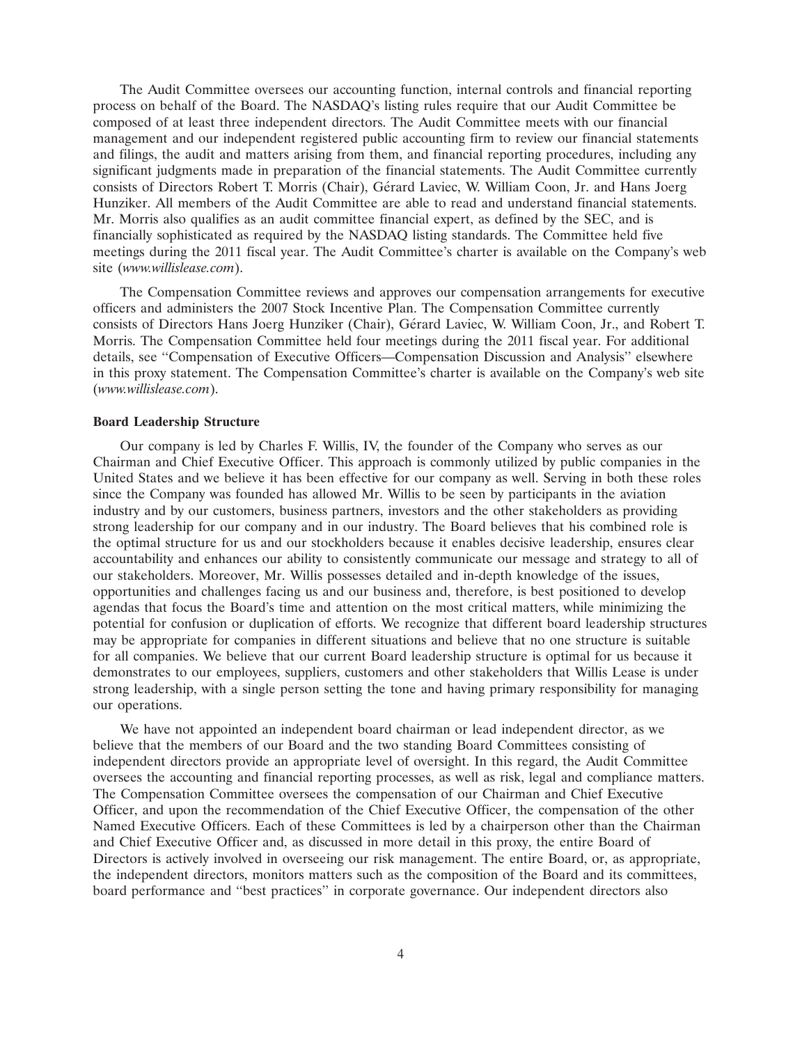The Audit Committee oversees our accounting function, internal controls and financial reporting process on behalf of the Board. The NASDAQ's listing rules require that our Audit Committee be composed of at least three independent directors. The Audit Committee meets with our financial management and our independent registered public accounting firm to review our financial statements and filings, the audit and matters arising from them, and financial reporting procedures, including any significant judgments made in preparation of the financial statements. The Audit Committee currently consists of Directors Robert T. Morris (Chair), Gérard Laviec, W. William Coon, Jr. and Hans Joerg Hunziker. All members of the Audit Committee are able to read and understand financial statements. Mr. Morris also qualifies as an audit committee financial expert, as defined by the SEC, and is financially sophisticated as required by the NASDAQ listing standards. The Committee held five meetings during the 2011 fiscal year. The Audit Committee's charter is available on the Company's web site (*www.willislease.com*).

The Compensation Committee reviews and approves our compensation arrangements for executive officers and administers the 2007 Stock Incentive Plan. The Compensation Committee currently consists of Directors Hans Joerg Hunziker (Chair), Gérard Laviec, W. William Coon, Jr., and Robert T. Morris. The Compensation Committee held four meetings during the 2011 fiscal year. For additional details, see ''Compensation of Executive Officers—Compensation Discussion and Analysis'' elsewhere in this proxy statement. The Compensation Committee's charter is available on the Company's web site (*www.willislease.com*).

**Board Leadership Structure**

Our company is led by Charles F. Willis, IV, the founder of the Company who serves as our Chairman and Chief Executive Officer. This approach is commonly utilized by public companies in the United States and we believe it has been effective for our company as well. Serving in both these roles since the Company was founded has allowed Mr. Willis to be seen by participants in the aviation industry and by our customers, business partners, investors and the other stakeholders as providing strong leadership for our company and in our industry. The Board believes that his combined role is the optimal structure for us and our stockholders because it enables decisive leadership, ensures clear accountability and enhances our ability to consistently communicate our message and strategy to all of our stakeholders. Moreover, Mr. Willis possesses detailed and in-depth knowledge of the issues, opportunities and challenges facing us and our business and, therefore, is best positioned to develop agendas that focus the Board's time and attention on the most critical matters, while minimizing the potential for confusion or duplication of efforts. We recognize that different board leadership structures may be appropriate for companies in different situations and believe that no one structure is suitable for all companies. We believe that our current Board leadership structure is optimal for us because it demonstrates to our employees, suppliers, customers and other stakeholders that Willis Lease is under strong leadership, with a single person setting the tone and having primary responsibility for managing our operations.

We have not appointed an independent board chairman or lead independent director, as we believe that the members of our Board and the two standing Board Committees consisting of independent directors provide an appropriate level of oversight. In this regard, the Audit Committee oversees the accounting and financial reporting processes, as well as risk, legal and compliance matters. The Compensation Committee oversees the compensation of our Chairman and Chief Executive Officer, and upon the recommendation of the Chief Executive Officer, the compensation of the other Named Executive Officers. Each of these Committees is led by a chairperson other than the Chairman and Chief Executive Officer and, as discussed in more detail in this proxy, the entire Board of Directors is actively involved in overseeing our risk management. The entire Board, or, as appropriate, the independent directors, monitors matters such as the composition of the Board and its committees, board performance and ''best practices'' in corporate governance. Our independent directors also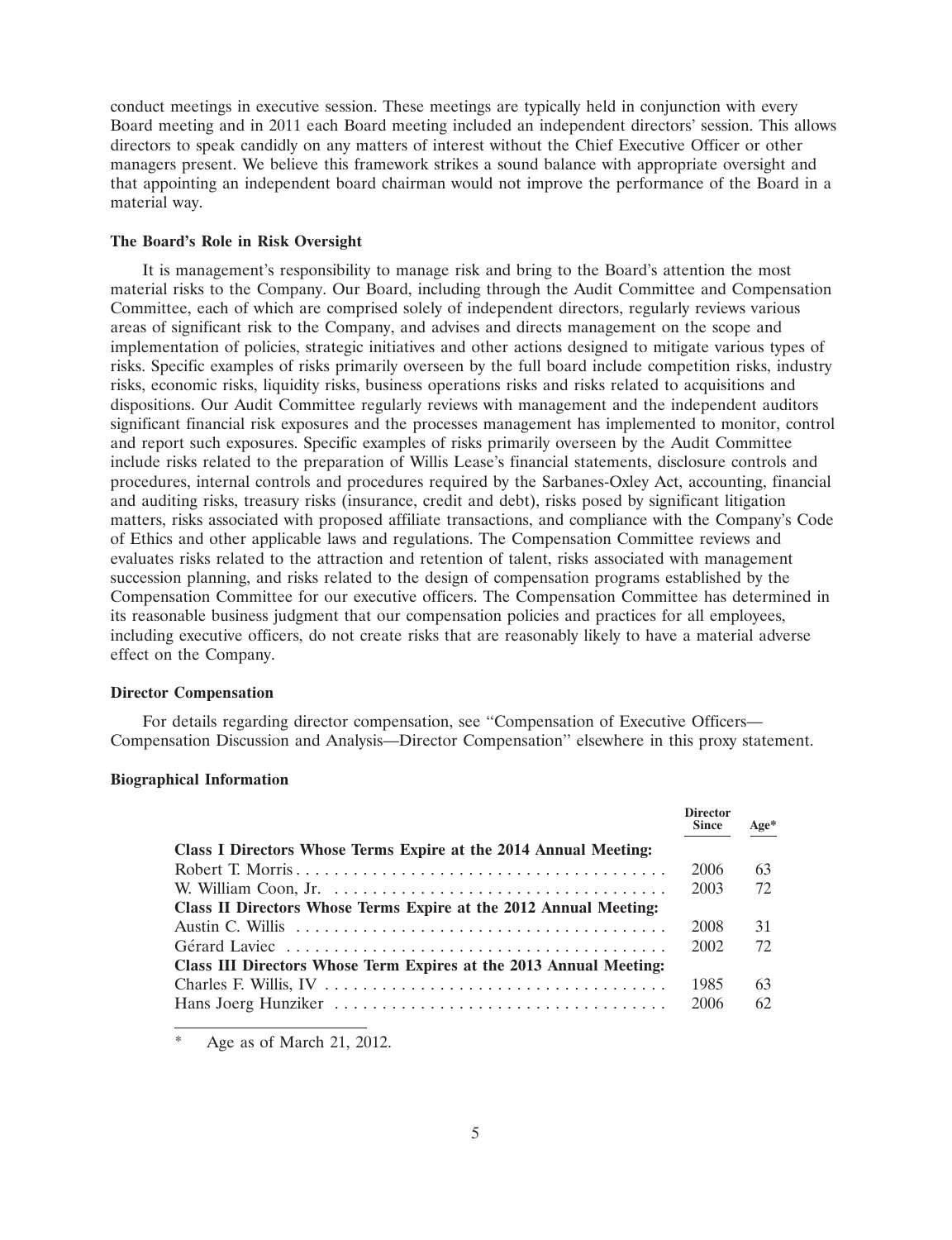conduct meetings in executive session. These meetings are typically held in conjunction with every Board meeting and in 2011 each Board meeting included an independent directors' session. This allows directors to speak candidly on any matters of interest without the Chief Executive Officer or other managers present. We believe this framework strikes a sound balance with appropriate oversight and that appointing an independent board chairman would not improve the performance of the Board in a material way.

**The Board's Role in Risk Oversight**

It is management's responsibility to manage risk and bring to the Board's attention the most material risks to the Company. Our Board, including through the Audit Committee and Compensation Committee, each of which are comprised solely of independent directors, regularly reviews various areas of significant risk to the Company, and advises and directs management on the scope and implementation of policies, strategic initiatives and other actions designed to mitigate various types of risks. Specific examples of risks primarily overseen by the full board include competition risks, industry risks, economic risks, liquidity risks, business operations risks and risks related to acquisitions and dispositions. Our Audit Committee regularly reviews with management and the independent auditors significant financial risk exposures and the processes management has implemented to monitor, control and report such exposures. Specific examples of risks primarily overseen by the Audit Committee include risks related to the preparation of Willis Lease's financial statements, disclosure controls and procedures, internal controls and procedures required by the Sarbanes-Oxley Act, accounting, financial and auditing risks, treasury risks (insurance, credit and debt), risks posed by significant litigation matters, risks associated with proposed affiliate transactions, and compliance with the Company's Code of Ethics and other applicable laws and regulations. The Compensation Committee reviews and evaluates risks related to the attraction and retention of talent, risks associated with management succession planning, and risks related to the design of compensation programs established by the Compensation Committee for our executive officers. The Compensation Committee has determined in its reasonable business judgment that our compensation policies and practices for all employees, including executive officers, do not create risks that are reasonably likely to have a material adverse effect on the Company.

**Director Compensation**

For details regarding director compensation, see "Compensation of Executive Officers—Compensation Discussion and Analysis—Director Compensation" elsewhere in this proxy statement.

**Biographical Information**

| | Director Since | Age* |
|---|---|---|
| **Class I Directors Whose Terms Expire at the 2014 Annual Meeting:** | | |
| Robert T. Morris | 2006 | 63 |
| W. William Coon, Jr. | 2003 | 72 |
| **Class II Directors Whose Terms Expire at the 2012 Annual Meeting:** | | |
| Austin C. Willis | 2008 | 31 |
| Gérard Laviec | 2002 | 72 |
| **Class III Directors Whose Term Expires at the 2013 Annual Meeting:** | | |
| Charles F. Willis, IV | 1985 | 63 |
| Hans Joerg Hunziker | 2006 | 62 |

\* Age as of March 21, 2012.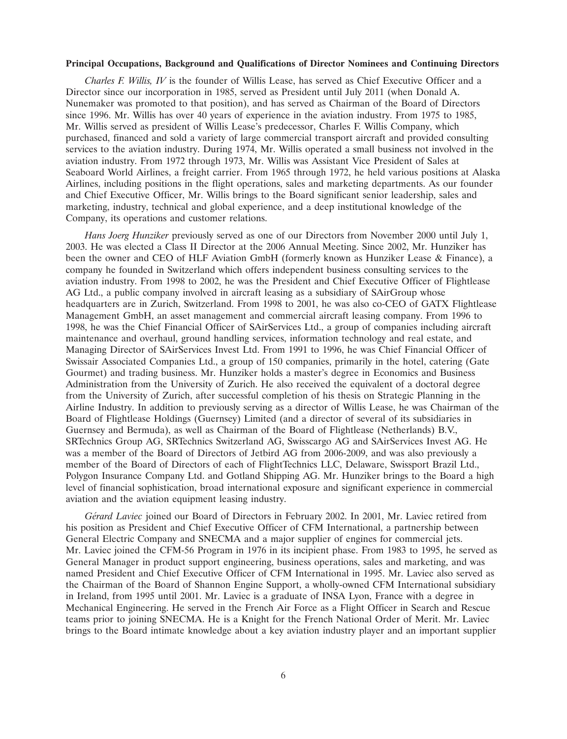**Principal Occupations, Background and Qualifications of Director Nominees and Continuing Directors**

*Charles F. Willis, IV* is the founder of Willis Lease, has served as Chief Executive Officer and a Director since our incorporation in 1985, served as President until July 2011 (when Donald A. Nunemaker was promoted to that position), and has served as Chairman of the Board of Directors since 1996. Mr. Willis has over 40 years of experience in the aviation industry. From 1975 to 1985, Mr. Willis served as president of Willis Lease's predecessor, Charles F. Willis Company, which purchased, financed and sold a variety of large commercial transport aircraft and provided consulting services to the aviation industry. During 1974, Mr. Willis operated a small business not involved in the aviation industry. From 1972 through 1973, Mr. Willis was Assistant Vice President of Sales at Seaboard World Airlines, a freight carrier. From 1965 through 1972, he held various positions at Alaska Airlines, including positions in the flight operations, sales and marketing departments. As our founder and Chief Executive Officer, Mr. Willis brings to the Board significant senior leadership, sales and marketing, industry, technical and global experience, and a deep institutional knowledge of the Company, its operations and customer relations.

*Hans Joerg Hunziker* previously served as one of our Directors from November 2000 until July 1, 2003. He was elected a Class II Director at the 2006 Annual Meeting. Since 2002, Mr. Hunziker has been the owner and CEO of HLF Aviation GmbH (formerly known as Hunziker Lease & Finance), a company he founded in Switzerland which offers independent business consulting services to the aviation industry. From 1998 to 2002, he was the President and Chief Executive Officer of Flightlease AG Ltd., a public company involved in aircraft leasing as a subsidiary of SAirGroup whose headquarters are in Zurich, Switzerland. From 1998 to 2001, he was also co-CEO of GATX Flightlease Management GmbH, an asset management and commercial aircraft leasing company. From 1996 to 1998, he was the Chief Financial Officer of SAirServices Ltd., a group of companies including aircraft maintenance and overhaul, ground handling services, information technology and real estate, and Managing Director of SAirServices Invest Ltd. From 1991 to 1996, he was Chief Financial Officer of Swissair Associated Companies Ltd., a group of 150 companies, primarily in the hotel, catering (Gate Gourmet) and trading business. Mr. Hunziker holds a master's degree in Economics and Business Administration from the University of Zurich. He also received the equivalent of a doctoral degree from the University of Zurich, after successful completion of his thesis on Strategic Planning in the Airline Industry. In addition to previously serving as a director of Willis Lease, he was Chairman of the Board of Flightlease Holdings (Guernsey) Limited (and a director of several of its subsidiaries in Guernsey and Bermuda), as well as Chairman of the Board of Flightlease (Netherlands) B.V., SRTechnics Group AG, SRTechnics Switzerland AG, Swisscargo AG and SAirServices Invest AG. He was a member of the Board of Directors of Jetbird AG from 2006-2009, and was also previously a member of the Board of Directors of each of FlightTechnics LLC, Delaware, Swissport Brazil Ltd., Polygon Insurance Company Ltd. and Gotland Shipping AG. Mr. Hunziker brings to the Board a high level of financial sophistication, broad international exposure and significant experience in commercial aviation and the aviation equipment leasing industry.

*Gérard Laviec* joined our Board of Directors in February 2002. In 2001, Mr. Laviec retired from his position as President and Chief Executive Officer of CFM International, a partnership between General Electric Company and SNECMA and a major supplier of engines for commercial jets. Mr. Laviec joined the CFM-56 Program in 1976 in its incipient phase. From 1983 to 1995, he served as General Manager in product support engineering, business operations, sales and marketing, and was named President and Chief Executive Officer of CFM International in 1995. Mr. Laviec also served as the Chairman of the Board of Shannon Engine Support, a wholly-owned CFM International subsidiary in Ireland, from 1995 until 2001. Mr. Laviec is a graduate of INSA Lyon, France with a degree in Mechanical Engineering. He served in the French Air Force as a Flight Officer in Search and Rescue teams prior to joining SNECMA. He is a Knight for the French National Order of Merit. Mr. Laviec brings to the Board intimate knowledge about a key aviation industry player and an important supplier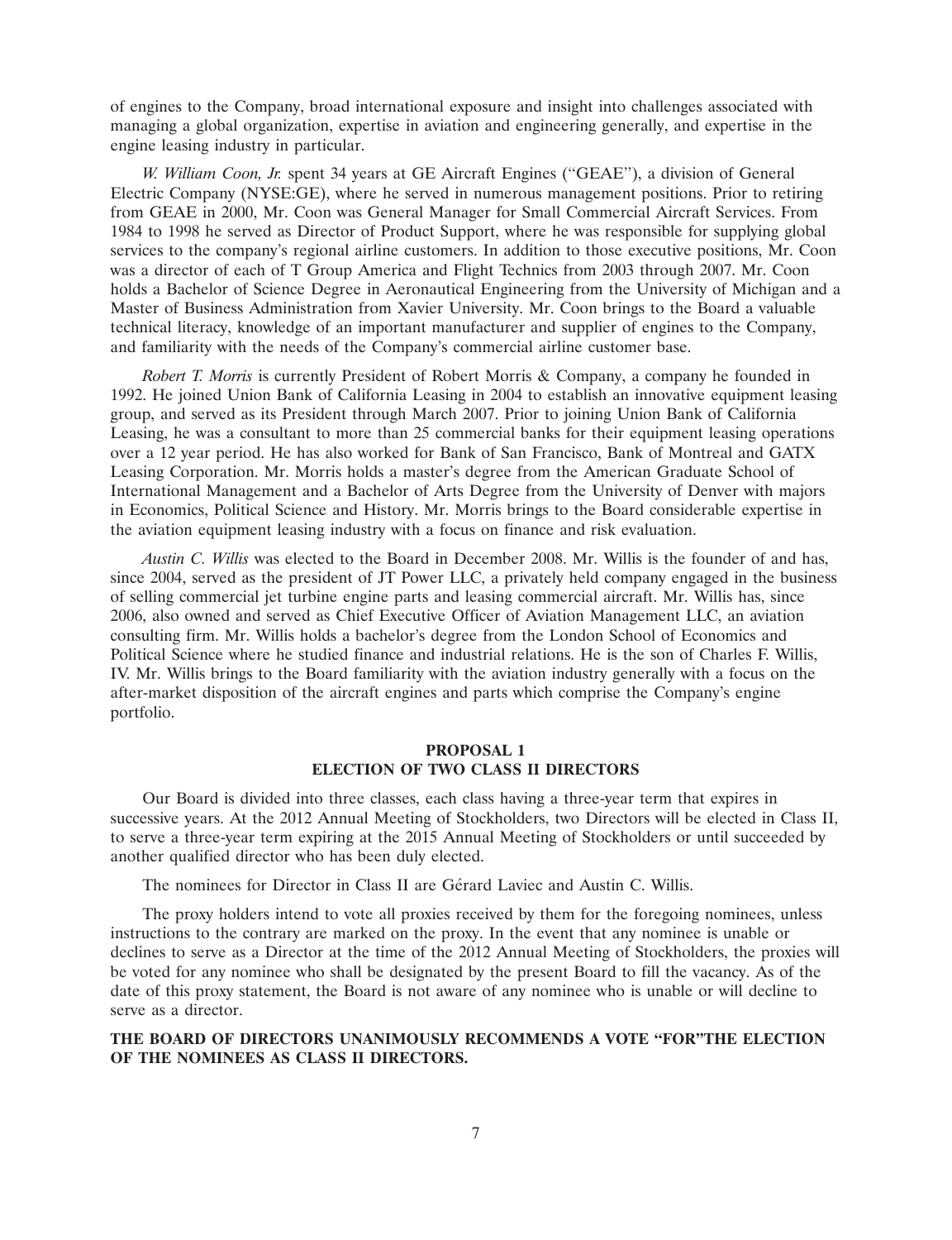of engines to the Company, broad international exposure and insight into challenges associated with managing a global organization, expertise in aviation and engineering generally, and expertise in the engine leasing industry in particular.

*W. William Coon, Jr.* spent 34 years at GE Aircraft Engines ("GEAE"), a division of General Electric Company (NYSE:GE), where he served in numerous management positions. Prior to retiring from GEAE in 2000, Mr. Coon was General Manager for Small Commercial Aircraft Services. From 1984 to 1998 he served as Director of Product Support, where he was responsible for supplying global services to the company's regional airline customers. In addition to those executive positions, Mr. Coon was a director of each of T Group America and Flight Technics from 2003 through 2007. Mr. Coon holds a Bachelor of Science Degree in Aeronautical Engineering from the University of Michigan and a Master of Business Administration from Xavier University. Mr. Coon brings to the Board a valuable technical literacy, knowledge of an important manufacturer and supplier of engines to the Company, and familiarity with the needs of the Company's commercial airline customer base.

*Robert T. Morris* is currently President of Robert Morris & Company, a company he founded in 1992. He joined Union Bank of California Leasing in 2004 to establish an innovative equipment leasing group, and served as its President through March 2007. Prior to joining Union Bank of California Leasing, he was a consultant to more than 25 commercial banks for their equipment leasing operations over a 12 year period. He has also worked for Bank of San Francisco, Bank of Montreal and GATX Leasing Corporation. Mr. Morris holds a master's degree from the American Graduate School of International Management and a Bachelor of Arts Degree from the University of Denver with majors in Economics, Political Science and History. Mr. Morris brings to the Board considerable expertise in the aviation equipment leasing industry with a focus on finance and risk evaluation.

*Austin C. Willis* was elected to the Board in December 2008. Mr. Willis is the founder of and has, since 2004, served as the president of JT Power LLC, a privately held company engaged in the business of selling commercial jet turbine engine parts and leasing commercial aircraft. Mr. Willis has, since 2006, also owned and served as Chief Executive Officer of Aviation Management LLC, an aviation consulting firm. Mr. Willis holds a bachelor's degree from the London School of Economics and Political Science where he studied finance and industrial relations. He is the son of Charles F. Willis, IV. Mr. Willis brings to the Board familiarity with the aviation industry generally with a focus on the after-market disposition of the aircraft engines and parts which comprise the Company's engine portfolio.

## PROPOSAL 1
## ELECTION OF TWO CLASS II DIRECTORS

Our Board is divided into three classes, each class having a three-year term that expires in successive years. At the 2012 Annual Meeting of Stockholders, two Directors will be elected in Class II, to serve a three-year term expiring at the 2015 Annual Meeting of Stockholders or until succeeded by another qualified director who has been duly elected.

The nominees for Director in Class II are Gérard Laviec and Austin C. Willis.

The proxy holders intend to vote all proxies received by them for the foregoing nominees, unless instructions to the contrary are marked on the proxy. In the event that any nominee is unable or declines to serve as a Director at the time of the 2012 Annual Meeting of Stockholders, the proxies will be voted for any nominee who shall be designated by the present Board to fill the vacancy. As of the date of this proxy statement, the Board is not aware of any nominee who is unable or will decline to serve as a director.

**THE BOARD OF DIRECTORS UNANIMOUSLY RECOMMENDS A VOTE "FOR"THE ELECTION OF THE NOMINEES AS CLASS II DIRECTORS.**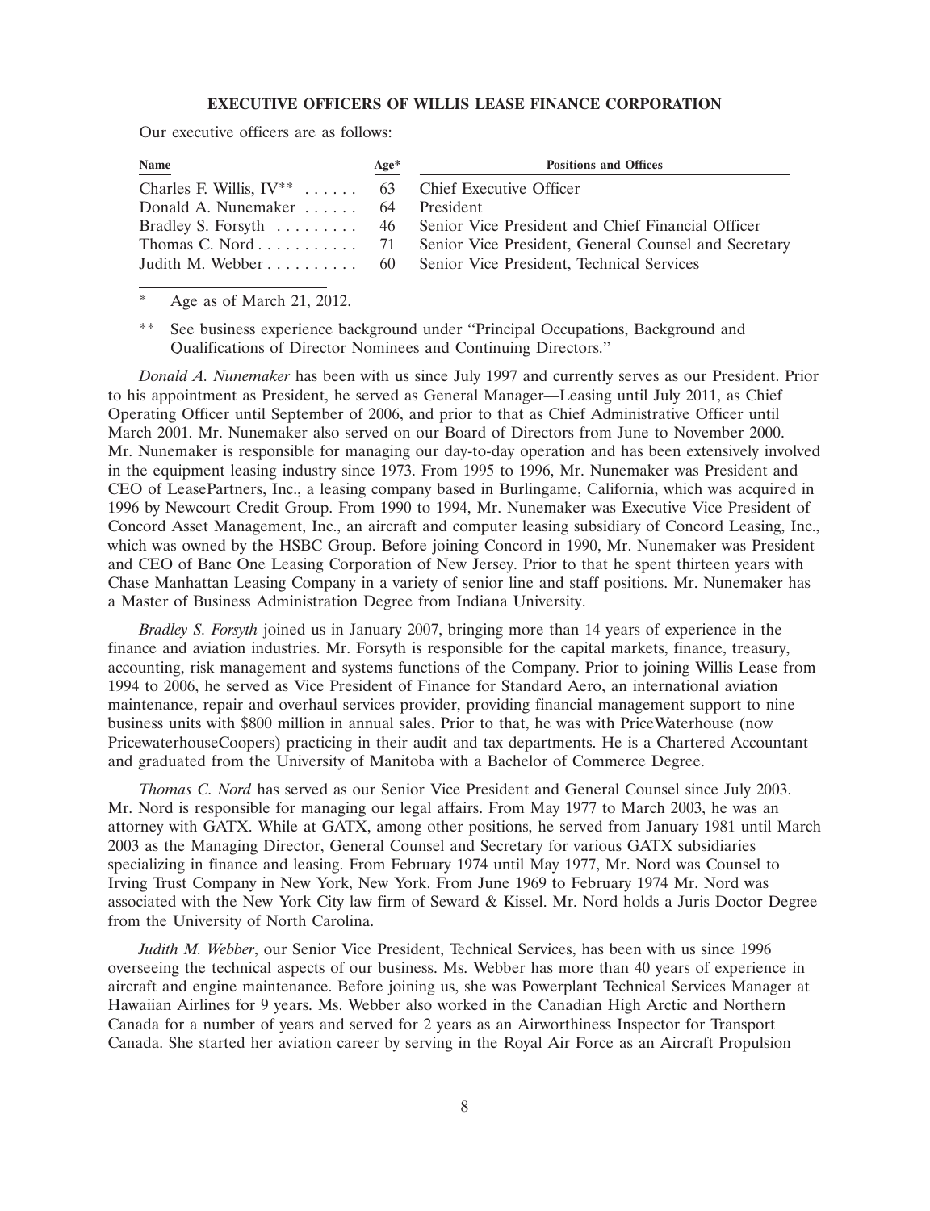## EXECUTIVE OFFICERS OF WILLIS LEASE FINANCE CORPORATION

Our executive officers are as follows:

| Name | Age* | Positions and Offices |
|---|---|---|
| Charles F. Willis, IV** | 63 | Chief Executive Officer |
| Donald A. Nunemaker | 64 | President |
| Bradley S. Forsyth | 46 | Senior Vice President and Chief Financial Officer |
| Thomas C. Nord | 71 | Senior Vice President, General Counsel and Secretary |
| Judith M. Webber | 60 | Senior Vice President, Technical Services |

\* Age as of March 21, 2012.

\** See business experience background under "Principal Occupations, Background and Qualifications of Director Nominees and Continuing Directors."

*Donald A. Nunemaker* has been with us since July 1997 and currently serves as our President. Prior to his appointment as President, he served as General Manager—Leasing until July 2011, as Chief Operating Officer until September of 2006, and prior to that as Chief Administrative Officer until March 2001. Mr. Nunemaker also served on our Board of Directors from June to November 2000. Mr. Nunemaker is responsible for managing our day-to-day operation and has been extensively involved in the equipment leasing industry since 1973. From 1995 to 1996, Mr. Nunemaker was President and CEO of LeasePartners, Inc., a leasing company based in Burlingame, California, which was acquired in 1996 by Newcourt Credit Group. From 1990 to 1994, Mr. Nunemaker was Executive Vice President of Concord Asset Management, Inc., an aircraft and computer leasing subsidiary of Concord Leasing, Inc., which was owned by the HSBC Group. Before joining Concord in 1990, Mr. Nunemaker was President and CEO of Banc One Leasing Corporation of New Jersey. Prior to that he spent thirteen years with Chase Manhattan Leasing Company in a variety of senior line and staff positions. Mr. Nunemaker has a Master of Business Administration Degree from Indiana University.

*Bradley S. Forsyth* joined us in January 2007, bringing more than 14 years of experience in the finance and aviation industries. Mr. Forsyth is responsible for the capital markets, finance, treasury, accounting, risk management and systems functions of the Company. Prior to joining Willis Lease from 1994 to 2006, he served as Vice President of Finance for Standard Aero, an international aviation maintenance, repair and overhaul services provider, providing financial management support to nine business units with $800 million in annual sales. Prior to that, he was with PriceWaterhouse (now PricewaterhouseCoopers) practicing in their audit and tax departments. He is a Chartered Accountant and graduated from the University of Manitoba with a Bachelor of Commerce Degree.

*Thomas C. Nord* has served as our Senior Vice President and General Counsel since July 2003. Mr. Nord is responsible for managing our legal affairs. From May 1977 to March 2003, he was an attorney with GATX. While at GATX, among other positions, he served from January 1981 until March 2003 as the Managing Director, General Counsel and Secretary for various GATX subsidiaries specializing in finance and leasing. From February 1974 until May 1977, Mr. Nord was Counsel to Irving Trust Company in New York, New York. From June 1969 to February 1974 Mr. Nord was associated with the New York City law firm of Seward & Kissel. Mr. Nord holds a Juris Doctor Degree from the University of North Carolina.

*Judith M. Webber*, our Senior Vice President, Technical Services, has been with us since 1996 overseeing the technical aspects of our business. Ms. Webber has more than 40 years of experience in aircraft and engine maintenance. Before joining us, she was Powerplant Technical Services Manager at Hawaiian Airlines for 9 years. Ms. Webber also worked in the Canadian High Arctic and Northern Canada for a number of years and served for 2 years as an Airworthiness Inspector for Transport Canada. She started her aviation career by serving in the Royal Air Force as an Aircraft Propulsion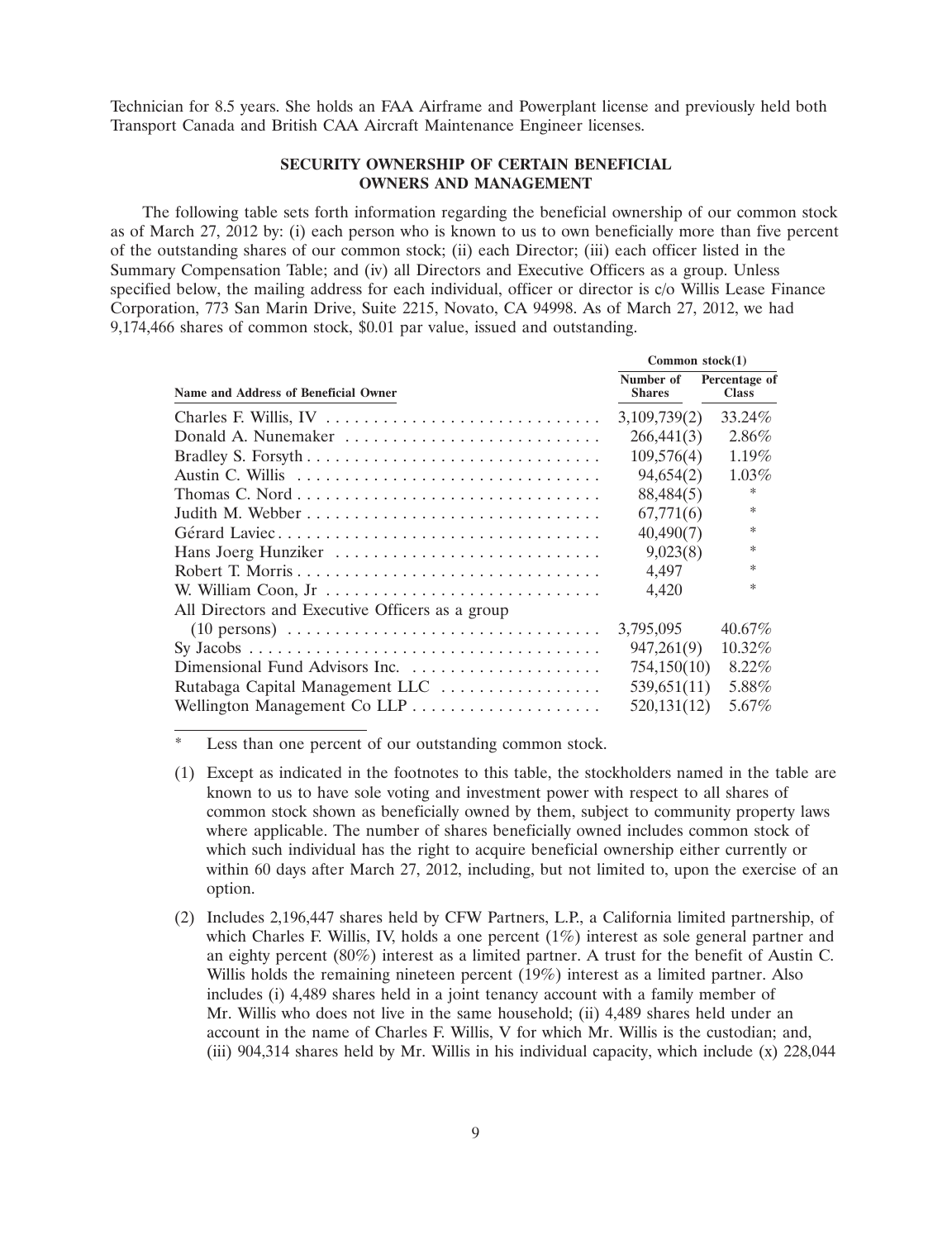Technician for 8.5 years. She holds an FAA Airframe and Powerplant license and previously held both Transport Canada and British CAA Aircraft Maintenance Engineer licenses.

## SECURITY OWNERSHIP OF CERTAIN BENEFICIAL OWNERS AND MANAGEMENT

The following table sets forth information regarding the beneficial ownership of our common stock as of March 27, 2012 by: (i) each person who is known to us to own beneficially more than five percent of the outstanding shares of our common stock; (ii) each Director; (iii) each officer listed in the Summary Compensation Table; and (iv) all Directors and Executive Officers as a group. Unless specified below, the mailing address for each individual, officer or director is c/o Willis Lease Finance Corporation, 773 San Marin Drive, Suite 2215, Novato, CA 94998. As of March 27, 2012, we had 9,174,466 shares of common stock, $0.01 par value, issued and outstanding.

| | Common stock(1) | |
|---|---|---|
| Name and Address of Beneficial Owner | Number of Shares | Percentage of Class |
| Charles F. Willis, IV | 3,109,739(2) | 33.24% |
| Donald A. Nunemaker | 266,441(3) | 2.86% |
| Bradley S. Forsyth | 109,576(4) | 1.19% |
| Austin C. Willis | 94,654(2) | 1.03% |
| Thomas C. Nord | 88,484(5) | * |
| Judith M. Webber | 67,771(6) | * |
| Gérard Laviec | 40,490(7) | * |
| Hans Joerg Hunziker | 9,023(8) | * |
| Robert T. Morris | 4,497 | * |
| W. William Coon, Jr | 4,420 | * |
| All Directors and Executive Officers as a group (10 persons) | 3,795,095 | 40.67% |
| Sy Jacobs | 947,261(9) | 10.32% |
| Dimensional Fund Advisors Inc. | 754,150(10) | 8.22% |
| Rutabaga Capital Management LLC | 539,651(11) | 5.88% |
| Wellington Management Co LLP | 520,131(12) | 5.67% |

\* Less than one percent of our outstanding common stock.

(1) Except as indicated in the footnotes to this table, the stockholders named in the table are known to us to have sole voting and investment power with respect to all shares of common stock shown as beneficially owned by them, subject to community property laws where applicable. The number of shares beneficially owned includes common stock of which such individual has the right to acquire beneficial ownership either currently or within 60 days after March 27, 2012, including, but not limited to, upon the exercise of an option.

(2) Includes 2,196,447 shares held by CFW Partners, L.P., a California limited partnership, of which Charles F. Willis, IV, holds a one percent (1%) interest as sole general partner and an eighty percent (80%) interest as a limited partner. A trust for the benefit of Austin C. Willis holds the remaining nineteen percent (19%) interest as a limited partner. Also includes (i) 4,489 shares held in a joint tenancy account with a family member of Mr. Willis who does not live in the same household; (ii) 4,489 shares held under an account in the name of Charles F. Willis, V for which Mr. Willis is the custodian; and, (iii) 904,314 shares held by Mr. Willis in his individual capacity, which include (x) 228,044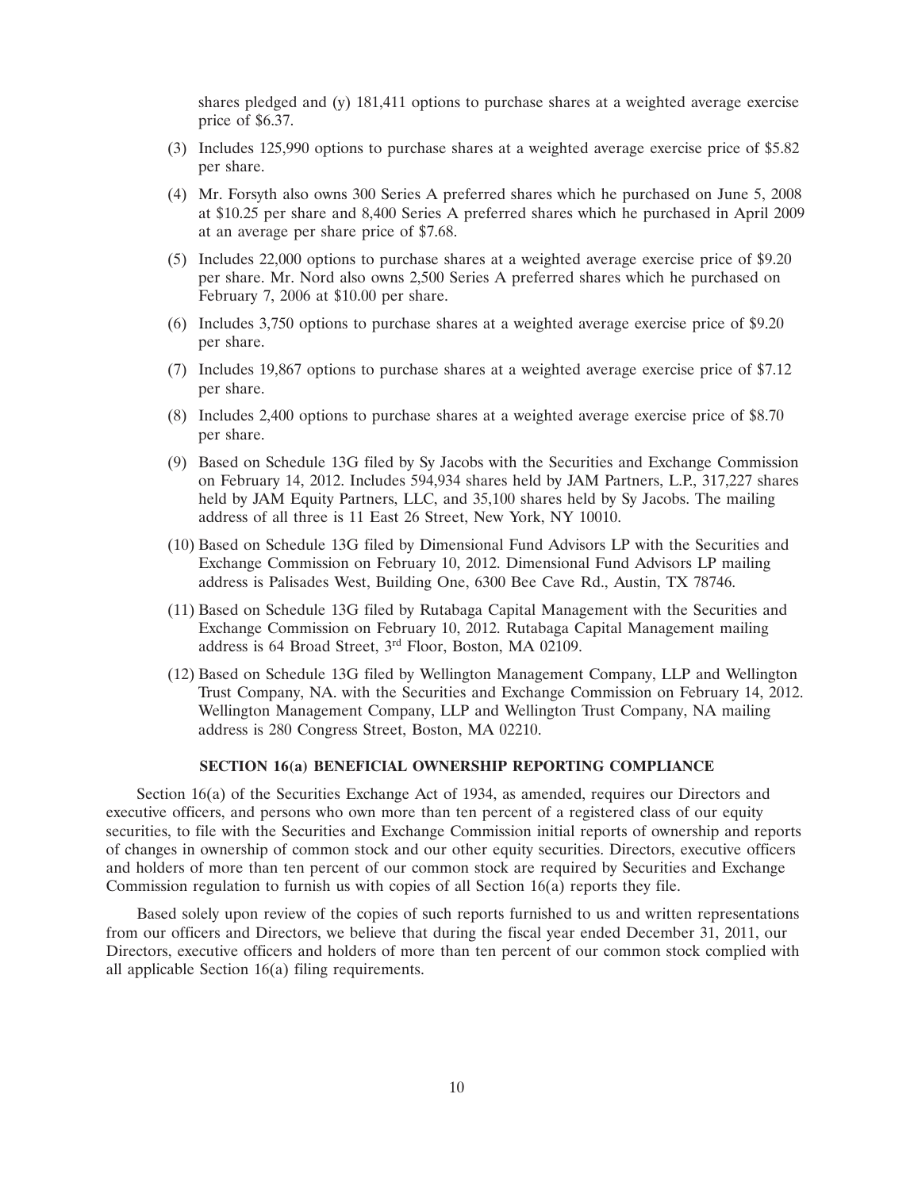shares pledged and (y) 181,411 options to purchase shares at a weighted average exercise price of $6.37.

(3) Includes 125,990 options to purchase shares at a weighted average exercise price of $5.82 per share.

(4) Mr. Forsyth also owns 300 Series A preferred shares which he purchased on June 5, 2008 at $10.25 per share and 8,400 Series A preferred shares which he purchased in April 2009 at an average per share price of $7.68.

(5) Includes 22,000 options to purchase shares at a weighted average exercise price of $9.20 per share. Mr. Nord also owns 2,500 Series A preferred shares which he purchased on February 7, 2006 at $10.00 per share.

(6) Includes 3,750 options to purchase shares at a weighted average exercise price of $9.20 per share.

(7) Includes 19,867 options to purchase shares at a weighted average exercise price of $7.12 per share.

(8) Includes 2,400 options to purchase shares at a weighted average exercise price of $8.70 per share.

(9) Based on Schedule 13G filed by Sy Jacobs with the Securities and Exchange Commission on February 14, 2012. Includes 594,934 shares held by JAM Partners, L.P., 317,227 shares held by JAM Equity Partners, LLC, and 35,100 shares held by Sy Jacobs. The mailing address of all three is 11 East 26 Street, New York, NY 10010.

(10) Based on Schedule 13G filed by Dimensional Fund Advisors LP with the Securities and Exchange Commission on February 10, 2012. Dimensional Fund Advisors LP mailing address is Palisades West, Building One, 6300 Bee Cave Rd., Austin, TX 78746.

(11) Based on Schedule 13G filed by Rutabaga Capital Management with the Securities and Exchange Commission on February 10, 2012. Rutabaga Capital Management mailing address is 64 Broad Street, 3rd Floor, Boston, MA 02109.

(12) Based on Schedule 13G filed by Wellington Management Company, LLP and Wellington Trust Company, NA. with the Securities and Exchange Commission on February 14, 2012. Wellington Management Company, LLP and Wellington Trust Company, NA mailing address is 280 Congress Street, Boston, MA 02210.

## SECTION 16(a) BENEFICIAL OWNERSHIP REPORTING COMPLIANCE

Section 16(a) of the Securities Exchange Act of 1934, as amended, requires our Directors and executive officers, and persons who own more than ten percent of a registered class of our equity securities, to file with the Securities and Exchange Commission initial reports of ownership and reports of changes in ownership of common stock and our other equity securities. Directors, executive officers and holders of more than ten percent of our common stock are required by Securities and Exchange Commission regulation to furnish us with copies of all Section 16(a) reports they file.

Based solely upon review of the copies of such reports furnished to us and written representations from our officers and Directors, we believe that during the fiscal year ended December 31, 2011, our Directors, executive officers and holders of more than ten percent of our common stock complied with all applicable Section 16(a) filing requirements.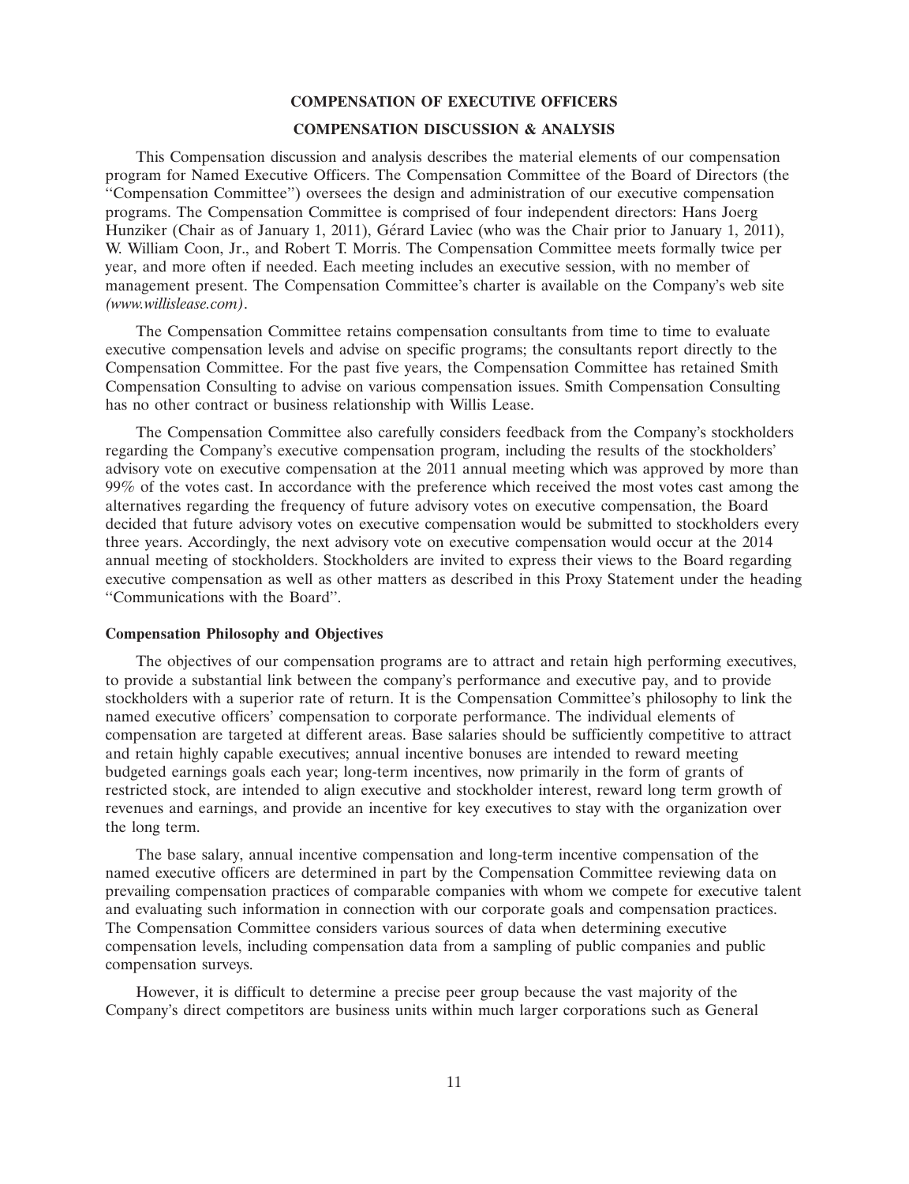## COMPENSATION OF EXECUTIVE OFFICERS

## COMPENSATION DISCUSSION & ANALYSIS

This Compensation discussion and analysis describes the material elements of our compensation program for Named Executive Officers. The Compensation Committee of the Board of Directors (the "Compensation Committee") oversees the design and administration of our executive compensation programs. The Compensation Committee is comprised of four independent directors: Hans Joerg Hunziker (Chair as of January 1, 2011), Gérard Laviec (who was the Chair prior to January 1, 2011), W. William Coon, Jr., and Robert T. Morris. The Compensation Committee meets formally twice per year, and more often if needed. Each meeting includes an executive session, with no member of management present. The Compensation Committee's charter is available on the Company's web site *(www.willislease.com)*.

The Compensation Committee retains compensation consultants from time to time to evaluate executive compensation levels and advise on specific programs; the consultants report directly to the Compensation Committee. For the past five years, the Compensation Committee has retained Smith Compensation Consulting to advise on various compensation issues. Smith Compensation Consulting has no other contract or business relationship with Willis Lease.

The Compensation Committee also carefully considers feedback from the Company's stockholders regarding the Company's executive compensation program, including the results of the stockholders' advisory vote on executive compensation at the 2011 annual meeting which was approved by more than 99% of the votes cast. In accordance with the preference which received the most votes cast among the alternatives regarding the frequency of future advisory votes on executive compensation, the Board decided that future advisory votes on executive compensation would be submitted to stockholders every three years. Accordingly, the next advisory vote on executive compensation would occur at the 2014 annual meeting of stockholders. Stockholders are invited to express their views to the Board regarding executive compensation as well as other matters as described in this Proxy Statement under the heading "Communications with the Board".

**Compensation Philosophy and Objectives**

The objectives of our compensation programs are to attract and retain high performing executives, to provide a substantial link between the company's performance and executive pay, and to provide stockholders with a superior rate of return. It is the Compensation Committee's philosophy to link the named executive officers' compensation to corporate performance. The individual elements of compensation are targeted at different areas. Base salaries should be sufficiently competitive to attract and retain highly capable executives; annual incentive bonuses are intended to reward meeting budgeted earnings goals each year; long-term incentives, now primarily in the form of grants of restricted stock, are intended to align executive and stockholder interest, reward long term growth of revenues and earnings, and provide an incentive for key executives to stay with the organization over the long term.

The base salary, annual incentive compensation and long-term incentive compensation of the named executive officers are determined in part by the Compensation Committee reviewing data on prevailing compensation practices of comparable companies with whom we compete for executive talent and evaluating such information in connection with our corporate goals and compensation practices. The Compensation Committee considers various sources of data when determining executive compensation levels, including compensation data from a sampling of public companies and public compensation surveys.

However, it is difficult to determine a precise peer group because the vast majority of the Company's direct competitors are business units within much larger corporations such as General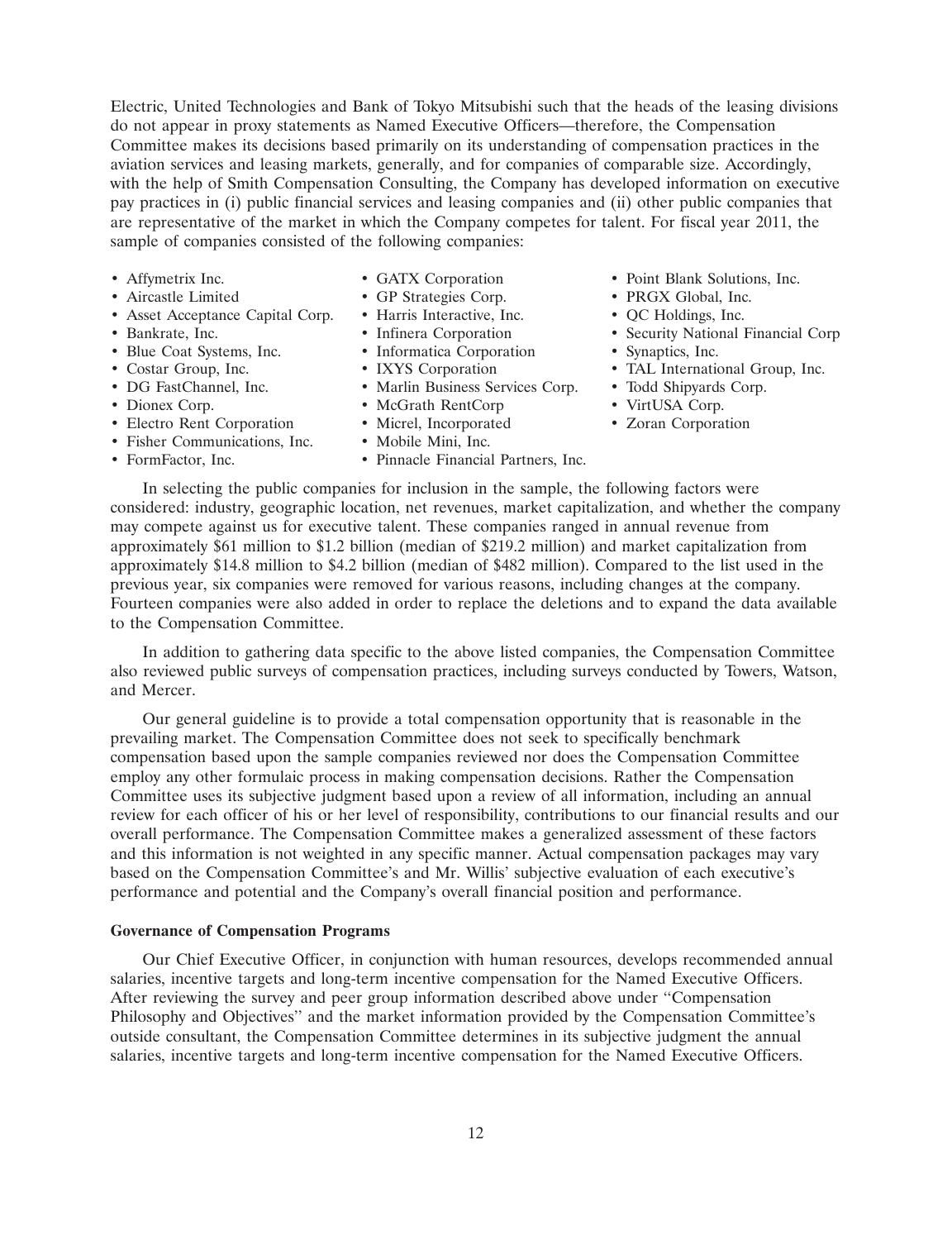Electric, United Technologies and Bank of Tokyo Mitsubishi such that the heads of the leasing divisions do not appear in proxy statements as Named Executive Officers—therefore, the Compensation Committee makes its decisions based primarily on its understanding of compensation practices in the aviation services and leasing markets, generally, and for companies of comparable size. Accordingly, with the help of Smith Compensation Consulting, the Company has developed information on executive pay practices in (i) public financial services and leasing companies and (ii) other public companies that are representative of the market in which the Company competes for talent. For fiscal year 2011, the sample of companies consisted of the following companies:

- Affymetrix Inc.
- Aircastle Limited
- Asset Acceptance Capital Corp.
- Bankrate, Inc.
- Blue Coat Systems, Inc.
- Costar Group, Inc.
- DG FastChannel, Inc.
- Dionex Corp.
- Electro Rent Corporation
- Fisher Communications, Inc.
- FormFactor, Inc.
- GATX Corporation
- GP Strategies Corp.
- Harris Interactive, Inc.
- Infinera Corporation
- Informatica Corporation
- IXYS Corporation
- Marlin Business Services Corp.
- McGrath RentCorp
- Micrel, Incorporated
- Mobile Mini, Inc.
- Pinnacle Financial Partners, Inc.
- Point Blank Solutions, Inc.
- PRGX Global, Inc.
- QC Holdings, Inc.
- Security National Financial Corp
- Synaptics, Inc.
- TAL International Group, Inc.
- Todd Shipyards Corp.
- VirtUSA Corp.
- Zoran Corporation

In selecting the public companies for inclusion in the sample, the following factors were considered: industry, geographic location, net revenues, market capitalization, and whether the company may compete against us for executive talent. These companies ranged in annual revenue from approximately $61 million to $1.2 billion (median of $219.2 million) and market capitalization from approximately $14.8 million to $4.2 billion (median of $482 million). Compared to the list used in the previous year, six companies were removed for various reasons, including changes at the company. Fourteen companies were also added in order to replace the deletions and to expand the data available to the Compensation Committee.

In addition to gathering data specific to the above listed companies, the Compensation Committee also reviewed public surveys of compensation practices, including surveys conducted by Towers, Watson, and Mercer.

Our general guideline is to provide a total compensation opportunity that is reasonable in the prevailing market. The Compensation Committee does not seek to specifically benchmark compensation based upon the sample companies reviewed nor does the Compensation Committee employ any other formulaic process in making compensation decisions. Rather the Compensation Committee uses its subjective judgment based upon a review of all information, including an annual review for each officer of his or her level of responsibility, contributions to our financial results and our overall performance. The Compensation Committee makes a generalized assessment of these factors and this information is not weighted in any specific manner. Actual compensation packages may vary based on the Compensation Committee's and Mr. Willis' subjective evaluation of each executive's performance and potential and the Company's overall financial position and performance.

**Governance of Compensation Programs**

Our Chief Executive Officer, in conjunction with human resources, develops recommended annual salaries, incentive targets and long-term incentive compensation for the Named Executive Officers. After reviewing the survey and peer group information described above under "Compensation Philosophy and Objectives" and the market information provided by the Compensation Committee's outside consultant, the Compensation Committee determines in its subjective judgment the annual salaries, incentive targets and long-term incentive compensation for the Named Executive Officers.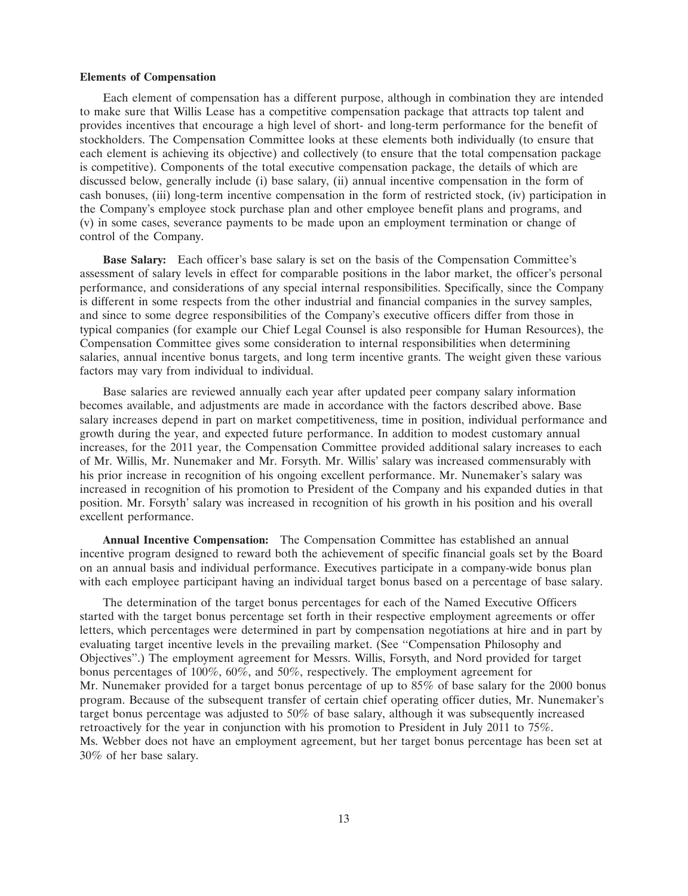### Elements of Compensation

Each element of compensation has a different purpose, although in combination they are intended to make sure that Willis Lease has a competitive compensation package that attracts top talent and provides incentives that encourage a high level of short- and long-term performance for the benefit of stockholders. The Compensation Committee looks at these elements both individually (to ensure that each element is achieving its objective) and collectively (to ensure that the total compensation package is competitive). Components of the total executive compensation package, the details of which are discussed below, generally include (i) base salary, (ii) annual incentive compensation in the form of cash bonuses, (iii) long-term incentive compensation in the form of restricted stock, (iv) participation in the Company's employee stock purchase plan and other employee benefit plans and programs, and (v) in some cases, severance payments to be made upon an employment termination or change of control of the Company.

**Base Salary:** Each officer's base salary is set on the basis of the Compensation Committee's assessment of salary levels in effect for comparable positions in the labor market, the officer's personal performance, and considerations of any special internal responsibilities. Specifically, since the Company is different in some respects from the other industrial and financial companies in the survey samples, and since to some degree responsibilities of the Company's executive officers differ from those in typical companies (for example our Chief Legal Counsel is also responsible for Human Resources), the Compensation Committee gives some consideration to internal responsibilities when determining salaries, annual incentive bonus targets, and long term incentive grants. The weight given these various factors may vary from individual to individual.

Base salaries are reviewed annually each year after updated peer company salary information becomes available, and adjustments are made in accordance with the factors described above. Base salary increases depend in part on market competitiveness, time in position, individual performance and growth during the year, and expected future performance. In addition to modest customary annual increases, for the 2011 year, the Compensation Committee provided additional salary increases to each of Mr. Willis, Mr. Nunemaker and Mr. Forsyth. Mr. Willis' salary was increased commensurably with his prior increase in recognition of his ongoing excellent performance. Mr. Nunemaker's salary was increased in recognition of his promotion to President of the Company and his expanded duties in that position. Mr. Forsyth' salary was increased in recognition of his growth in his position and his overall excellent performance.

**Annual Incentive Compensation:** The Compensation Committee has established an annual incentive program designed to reward both the achievement of specific financial goals set by the Board on an annual basis and individual performance. Executives participate in a company-wide bonus plan with each employee participant having an individual target bonus based on a percentage of base salary.

The determination of the target bonus percentages for each of the Named Executive Officers started with the target bonus percentage set forth in their respective employment agreements or offer letters, which percentages were determined in part by compensation negotiations at hire and in part by evaluating target incentive levels in the prevailing market. (See ''Compensation Philosophy and Objectives''.) The employment agreement for Messrs. Willis, Forsyth, and Nord provided for target bonus percentages of 100%, 60%, and 50%, respectively. The employment agreement for Mr. Nunemaker provided for a target bonus percentage of up to 85% of base salary for the 2000 bonus program. Because of the subsequent transfer of certain chief operating officer duties, Mr. Nunemaker's target bonus percentage was adjusted to 50% of base salary, although it was subsequently increased retroactively for the year in conjunction with his promotion to President in July 2011 to 75%. Ms. Webber does not have an employment agreement, but her target bonus percentage has been set at 30% of her base salary.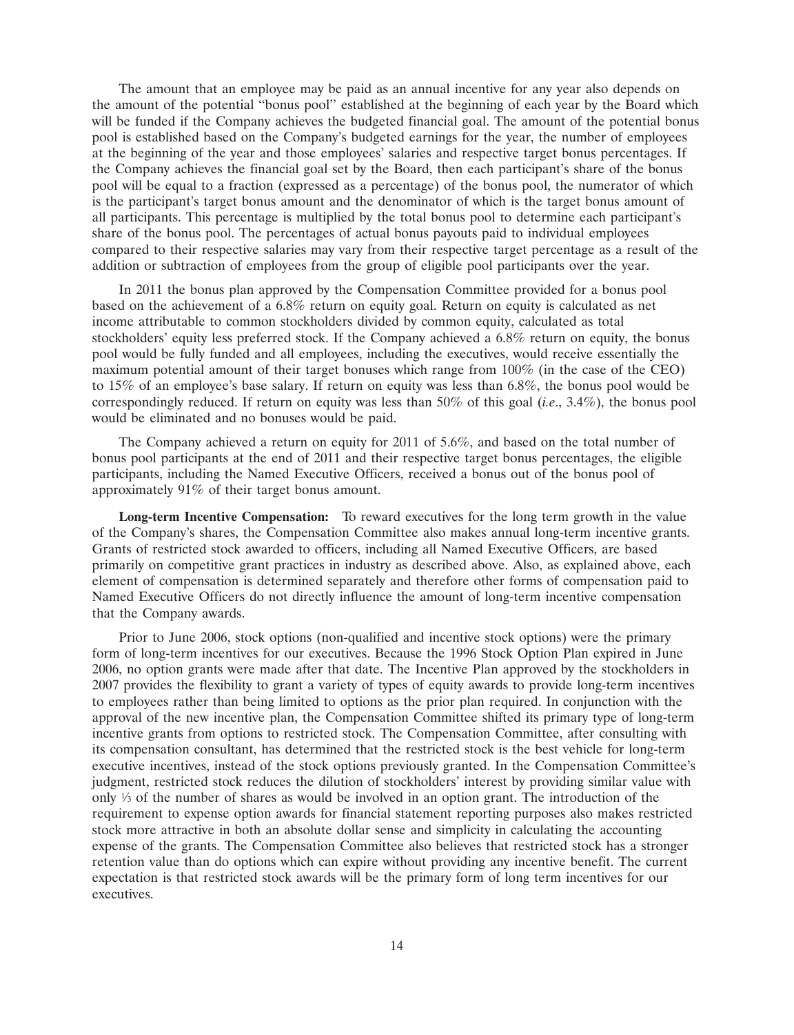The amount that an employee may be paid as an annual incentive for any year also depends on the amount of the potential "bonus pool" established at the beginning of each year by the Board which will be funded if the Company achieves the budgeted financial goal. The amount of the potential bonus pool is established based on the Company's budgeted earnings for the year, the number of employees at the beginning of the year and those employees' salaries and respective target bonus percentages. If the Company achieves the financial goal set by the Board, then each participant's share of the bonus pool will be equal to a fraction (expressed as a percentage) of the bonus pool, the numerator of which is the participant's target bonus amount and the denominator of which is the target bonus amount of all participants. This percentage is multiplied by the total bonus pool to determine each participant's share of the bonus pool. The percentages of actual bonus payouts paid to individual employees compared to their respective salaries may vary from their respective target percentage as a result of the addition or subtraction of employees from the group of eligible pool participants over the year.

In 2011 the bonus plan approved by the Compensation Committee provided for a bonus pool based on the achievement of a 6.8% return on equity goal. Return on equity is calculated as net income attributable to common stockholders divided by common equity, calculated as total stockholders' equity less preferred stock. If the Company achieved a 6.8% return on equity, the bonus pool would be fully funded and all employees, including the executives, would receive essentially the maximum potential amount of their target bonuses which range from 100% (in the case of the CEO) to 15% of an employee's base salary. If return on equity was less than 6.8%, the bonus pool would be correspondingly reduced. If return on equity was less than 50% of this goal (*i.e*., 3.4%), the bonus pool would be eliminated and no bonuses would be paid.

The Company achieved a return on equity for 2011 of 5.6%, and based on the total number of bonus pool participants at the end of 2011 and their respective target bonus percentages, the eligible participants, including the Named Executive Officers, received a bonus out of the bonus pool of approximately 91% of their target bonus amount.

**Long-term Incentive Compensation:** To reward executives for the long term growth in the value of the Company's shares, the Compensation Committee also makes annual long-term incentive grants. Grants of restricted stock awarded to officers, including all Named Executive Officers, are based primarily on competitive grant practices in industry as described above. Also, as explained above, each element of compensation is determined separately and therefore other forms of compensation paid to Named Executive Officers do not directly influence the amount of long-term incentive compensation that the Company awards.

Prior to June 2006, stock options (non-qualified and incentive stock options) were the primary form of long-term incentives for our executives. Because the 1996 Stock Option Plan expired in June 2006, no option grants were made after that date. The Incentive Plan approved by the stockholders in 2007 provides the flexibility to grant a variety of types of equity awards to provide long-term incentives to employees rather than being limited to options as the prior plan required. In conjunction with the approval of the new incentive plan, the Compensation Committee shifted its primary type of long-term incentive grants from options to restricted stock. The Compensation Committee, after consulting with its compensation consultant, has determined that the restricted stock is the best vehicle for long-term executive incentives, instead of the stock options previously granted. In the Compensation Committee's judgment, restricted stock reduces the dilution of stockholders' interest by providing similar value with only ⅓ of the number of shares as would be involved in an option grant. The introduction of the requirement to expense option awards for financial statement reporting purposes also makes restricted stock more attractive in both an absolute dollar sense and simplicity in calculating the accounting expense of the grants. The Compensation Committee also believes that restricted stock has a stronger retention value than do options which can expire without providing any incentive benefit. The current expectation is that restricted stock awards will be the primary form of long term incentives for our executives.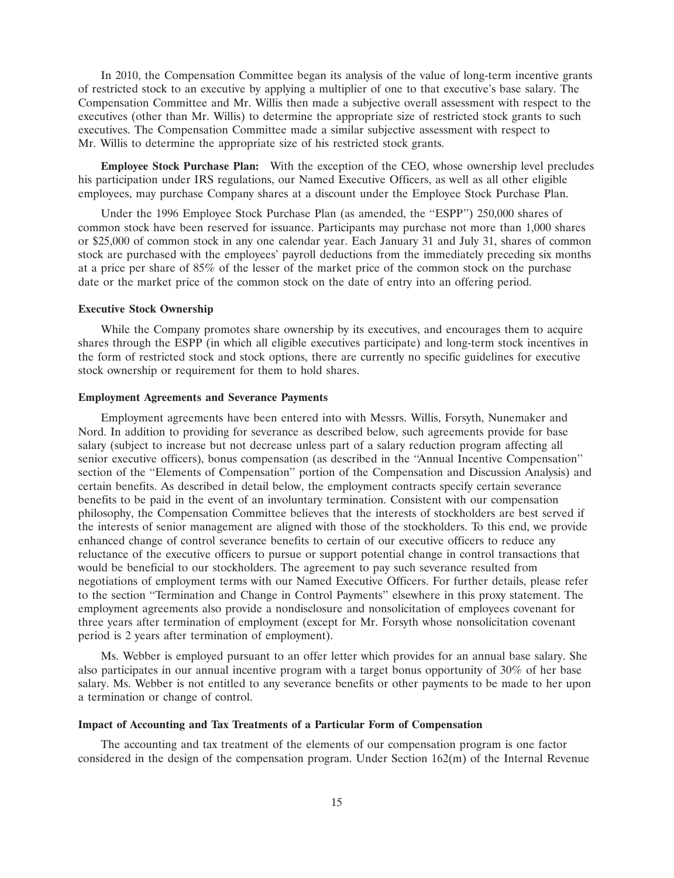In 2010, the Compensation Committee began its analysis of the value of long-term incentive grants of restricted stock to an executive by applying a multiplier of one to that executive's base salary. The Compensation Committee and Mr. Willis then made a subjective overall assessment with respect to the executives (other than Mr. Willis) to determine the appropriate size of restricted stock grants to such executives. The Compensation Committee made a similar subjective assessment with respect to Mr. Willis to determine the appropriate size of his restricted stock grants.

**Employee Stock Purchase Plan:** With the exception of the CEO, whose ownership level precludes his participation under IRS regulations, our Named Executive Officers, as well as all other eligible employees, may purchase Company shares at a discount under the Employee Stock Purchase Plan.

Under the 1996 Employee Stock Purchase Plan (as amended, the "ESPP") 250,000 shares of common stock have been reserved for issuance. Participants may purchase not more than 1,000 shares or $25,000 of common stock in any one calendar year. Each January 31 and July 31, shares of common stock are purchased with the employees' payroll deductions from the immediately preceding six months at a price per share of 85% of the lesser of the market price of the common stock on the purchase date or the market price of the common stock on the date of entry into an offering period.

### Executive Stock Ownership

While the Company promotes share ownership by its executives, and encourages them to acquire shares through the ESPP (in which all eligible executives participate) and long-term stock incentives in the form of restricted stock and stock options, there are currently no specific guidelines for executive stock ownership or requirement for them to hold shares.

### Employment Agreements and Severance Payments

Employment agreements have been entered into with Messrs. Willis, Forsyth, Nunemaker and Nord. In addition to providing for severance as described below, such agreements provide for base salary (subject to increase but not decrease unless part of a salary reduction program affecting all senior executive officers), bonus compensation (as described in the "Annual Incentive Compensation" section of the "Elements of Compensation" portion of the Compensation and Discussion Analysis) and certain benefits. As described in detail below, the employment contracts specify certain severance benefits to be paid in the event of an involuntary termination. Consistent with our compensation philosophy, the Compensation Committee believes that the interests of stockholders are best served if the interests of senior management are aligned with those of the stockholders. To this end, we provide enhanced change of control severance benefits to certain of our executive officers to reduce any reluctance of the executive officers to pursue or support potential change in control transactions that would be beneficial to our stockholders. The agreement to pay such severance resulted from negotiations of employment terms with our Named Executive Officers. For further details, please refer to the section "Termination and Change in Control Payments" elsewhere in this proxy statement. The employment agreements also provide a nondisclosure and nonsolicitation of employees covenant for three years after termination of employment (except for Mr. Forsyth whose nonsolicitation covenant period is 2 years after termination of employment).

Ms. Webber is employed pursuant to an offer letter which provides for an annual base salary. She also participates in our annual incentive program with a target bonus opportunity of 30% of her base salary. Ms. Webber is not entitled to any severance benefits or other payments to be made to her upon a termination or change of control.

### Impact of Accounting and Tax Treatments of a Particular Form of Compensation

The accounting and tax treatment of the elements of our compensation program is one factor considered in the design of the compensation program. Under Section 162(m) of the Internal Revenue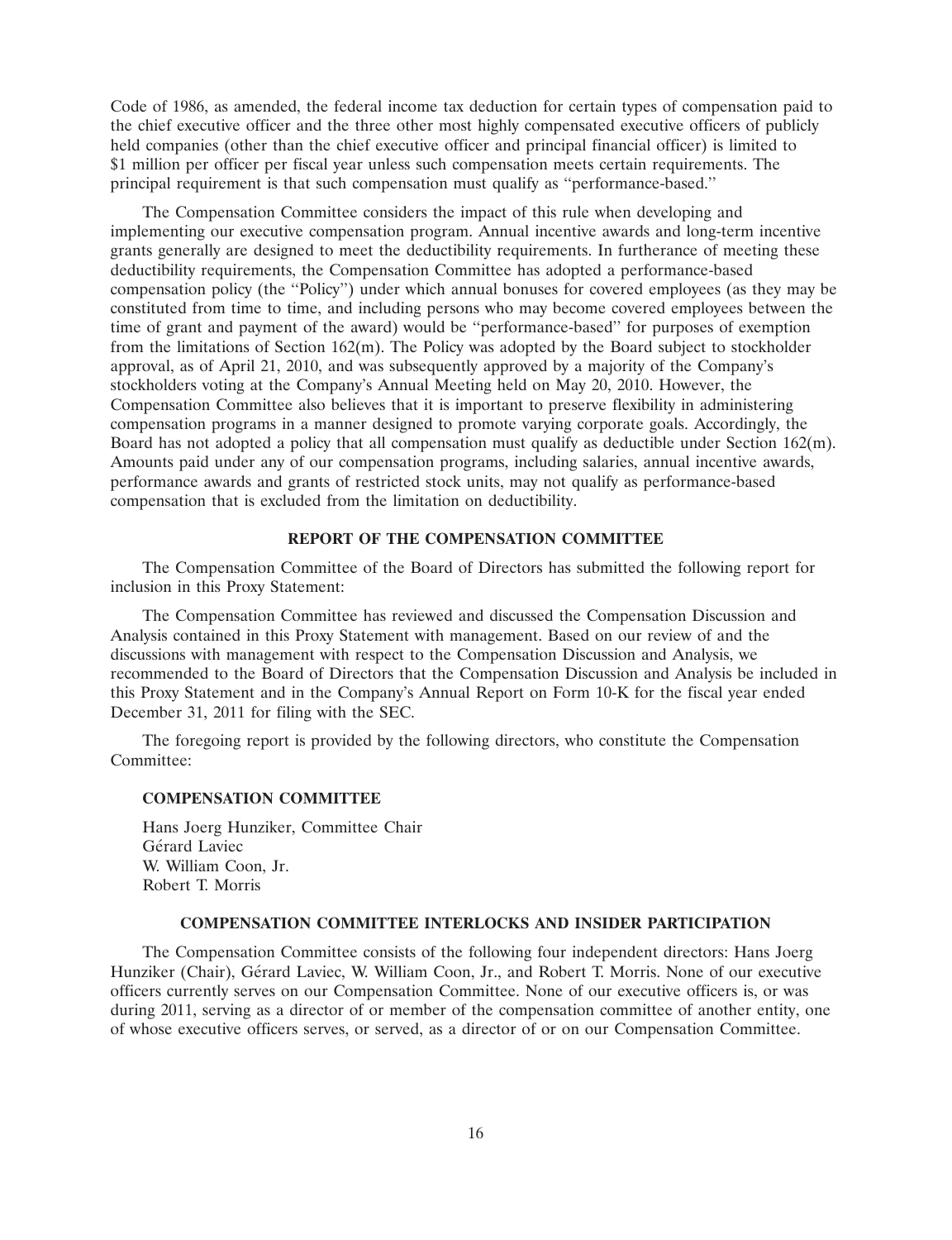Code of 1986, as amended, the federal income tax deduction for certain types of compensation paid to the chief executive officer and the three other most highly compensated executive officers of publicly held companies (other than the chief executive officer and principal financial officer) is limited to $1 million per officer per fiscal year unless such compensation meets certain requirements. The principal requirement is that such compensation must qualify as "performance-based."

The Compensation Committee considers the impact of this rule when developing and implementing our executive compensation program. Annual incentive awards and long-term incentive grants generally are designed to meet the deductibility requirements. In furtherance of meeting these deductibility requirements, the Compensation Committee has adopted a performance-based compensation policy (the "Policy") under which annual bonuses for covered employees (as they may be constituted from time to time, and including persons who may become covered employees between the time of grant and payment of the award) would be "performance-based" for purposes of exemption from the limitations of Section 162(m). The Policy was adopted by the Board subject to stockholder approval, as of April 21, 2010, and was subsequently approved by a majority of the Company's stockholders voting at the Company's Annual Meeting held on May 20, 2010. However, the Compensation Committee also believes that it is important to preserve flexibility in administering compensation programs in a manner designed to promote varying corporate goals. Accordingly, the Board has not adopted a policy that all compensation must qualify as deductible under Section 162(m). Amounts paid under any of our compensation programs, including salaries, annual incentive awards, performance awards and grants of restricted stock units, may not qualify as performance-based compensation that is excluded from the limitation on deductibility.

## REPORT OF THE COMPENSATION COMMITTEE

The Compensation Committee of the Board of Directors has submitted the following report for inclusion in this Proxy Statement:

The Compensation Committee has reviewed and discussed the Compensation Discussion and Analysis contained in this Proxy Statement with management. Based on our review of and the discussions with management with respect to the Compensation Discussion and Analysis, we recommended to the Board of Directors that the Compensation Discussion and Analysis be included in this Proxy Statement and in the Company's Annual Report on Form 10-K for the fiscal year ended December 31, 2011 for filing with the SEC.

The foregoing report is provided by the following directors, who constitute the Compensation Committee:

**COMPENSATION COMMITTEE**

Hans Joerg Hunziker, Committee Chair
Gérard Laviec
W. William Coon, Jr.
Robert T. Morris

## COMPENSATION COMMITTEE INTERLOCKS AND INSIDER PARTICIPATION

The Compensation Committee consists of the following four independent directors: Hans Joerg Hunziker (Chair), Gérard Laviec, W. William Coon, Jr., and Robert T. Morris. None of our executive officers currently serves on our Compensation Committee. None of our executive officers is, or was during 2011, serving as a director of or member of the compensation committee of another entity, one of whose executive officers serves, or served, as a director of or on our Compensation Committee.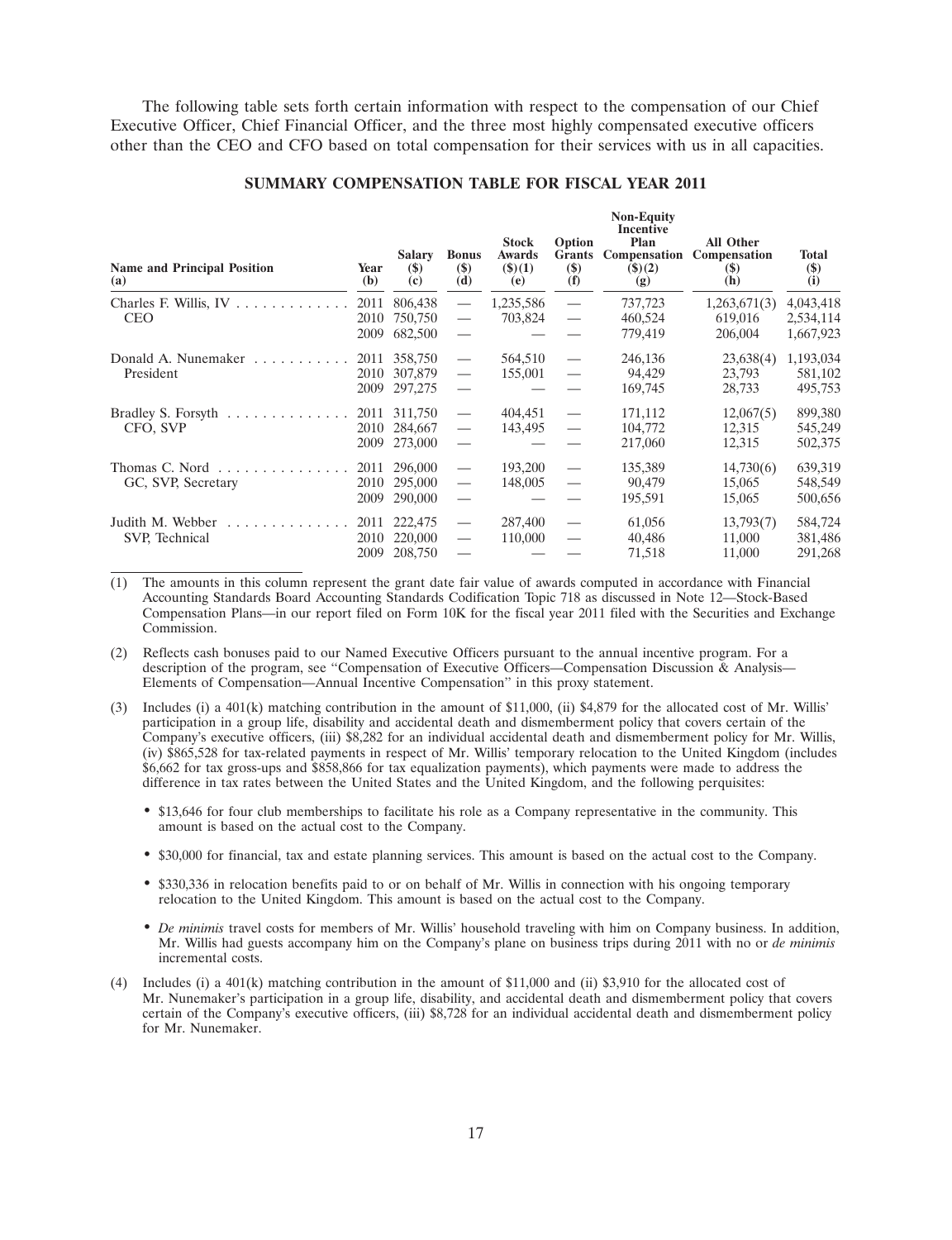The following table sets forth certain information with respect to the compensation of our Chief Executive Officer, Chief Financial Officer, and the three most highly compensated executive officers other than the CEO and CFO based on total compensation for their services with us in all capacities.

## SUMMARY COMPENSATION TABLE FOR FISCAL YEAR 2011

| Name and Principal Position (a) | Year (b) | Salary ($) (c) | Bonus ($) (d) | Stock Awards ($)(1) (e) | Option Grants ($) (f) | Non-Equity Incentive Plan Compensation ($)(2) (g) | All Other Compensation ($) (h) | Total ($) (i) |
|---|---|---|---|---|---|---|---|---|
| Charles F. Willis, IV | 2011 | 806,438 | — | 1,235,586 | — | 737,723 | 1,263,671(3) | 4,043,418 |
| CEO | 2010 | 750,750 | — | 703,824 | — | 460,524 | 619,016 | 2,534,114 |
| | 2009 | 682,500 | — | — | — | 779,419 | 206,004 | 1,667,923 |
| Donald A. Nunemaker | 2011 | 358,750 | — | 564,510 | — | 246,136 | 23,638(4) | 1,193,034 |
| President | 2010 | 307,879 | — | 155,001 | — | 94,429 | 23,793 | 581,102 |
| | 2009 | 297,275 | — | — | — | 169,745 | 28,733 | 495,753 |
| Bradley S. Forsyth | 2011 | 311,750 | — | 404,451 | — | 171,112 | 12,067(5) | 899,380 |
| CFO, SVP | 2010 | 284,667 | — | 143,495 | — | 104,772 | 12,315 | 545,249 |
| | 2009 | 273,000 | — | — | — | 217,060 | 12,315 | 502,375 |
| Thomas C. Nord | 2011 | 296,000 | — | 193,200 | — | 135,389 | 14,730(6) | 639,319 |
| GC, SVP, Secretary | 2010 | 295,000 | — | 148,005 | — | 90,479 | 15,065 | 548,549 |
| | 2009 | 290,000 | — | — | — | 195,591 | 15,065 | 500,656 |
| Judith M. Webber | 2011 | 222,475 | — | 287,400 | — | 61,056 | 13,793(7) | 584,724 |
| SVP, Technical | 2010 | 220,000 | — | 110,000 | — | 40,486 | 11,000 | 381,486 |
| | 2009 | 208,750 | — | — | — | 71,518 | 11,000 | 291,268 |

(1) The amounts in this column represent the grant date fair value of awards computed in accordance with Financial Accounting Standards Board Accounting Standards Codification Topic 718 as discussed in Note 12—Stock-Based Compensation Plans—in our report filed on Form 10K for the fiscal year 2011 filed with the Securities and Exchange Commission.

(2) Reflects cash bonuses paid to our Named Executive Officers pursuant to the annual incentive program. For a description of the program, see ''Compensation of Executive Officers—Compensation Discussion & Analysis—Elements of Compensation—Annual Incentive Compensation'' in this proxy statement.

(3) Includes (i) a 401(k) matching contribution in the amount of $11,000, (ii) $4,879 for the allocated cost of Mr. Willis' participation in a group life, disability and accidental death and dismemberment policy that covers certain of the Company's executive officers, (iii) $8,282 for an individual accidental death and dismemberment policy for Mr. Willis, (iv) $865,528 for tax-related payments in respect of Mr. Willis' temporary relocation to the United Kingdom (includes $6,662 for tax gross-ups and $858,866 for tax equalization payments), which payments were made to address the difference in tax rates between the United States and the United Kingdom, and the following perquisites:

- $13,646 for four club memberships to facilitate his role as a Company representative in the community. This amount is based on the actual cost to the Company.
- $30,000 for financial, tax and estate planning services. This amount is based on the actual cost to the Company.
- $330,336 in relocation benefits paid to or on behalf of Mr. Willis in connection with his ongoing temporary relocation to the United Kingdom. This amount is based on the actual cost to the Company.
- *De minimis* travel costs for members of Mr. Willis' household traveling with him on Company business. In addition, Mr. Willis had guests accompany him on the Company's plane on business trips during 2011 with no or *de minimis* incremental costs.

(4) Includes (i) a 401(k) matching contribution in the amount of $11,000 and (ii) $3,910 for the allocated cost of Mr. Nunemaker's participation in a group life, disability, and accidental death and dismemberment policy that covers certain of the Company's executive officers, (iii) $8,728 for an individual accidental death and dismemberment policy for Mr. Nunemaker.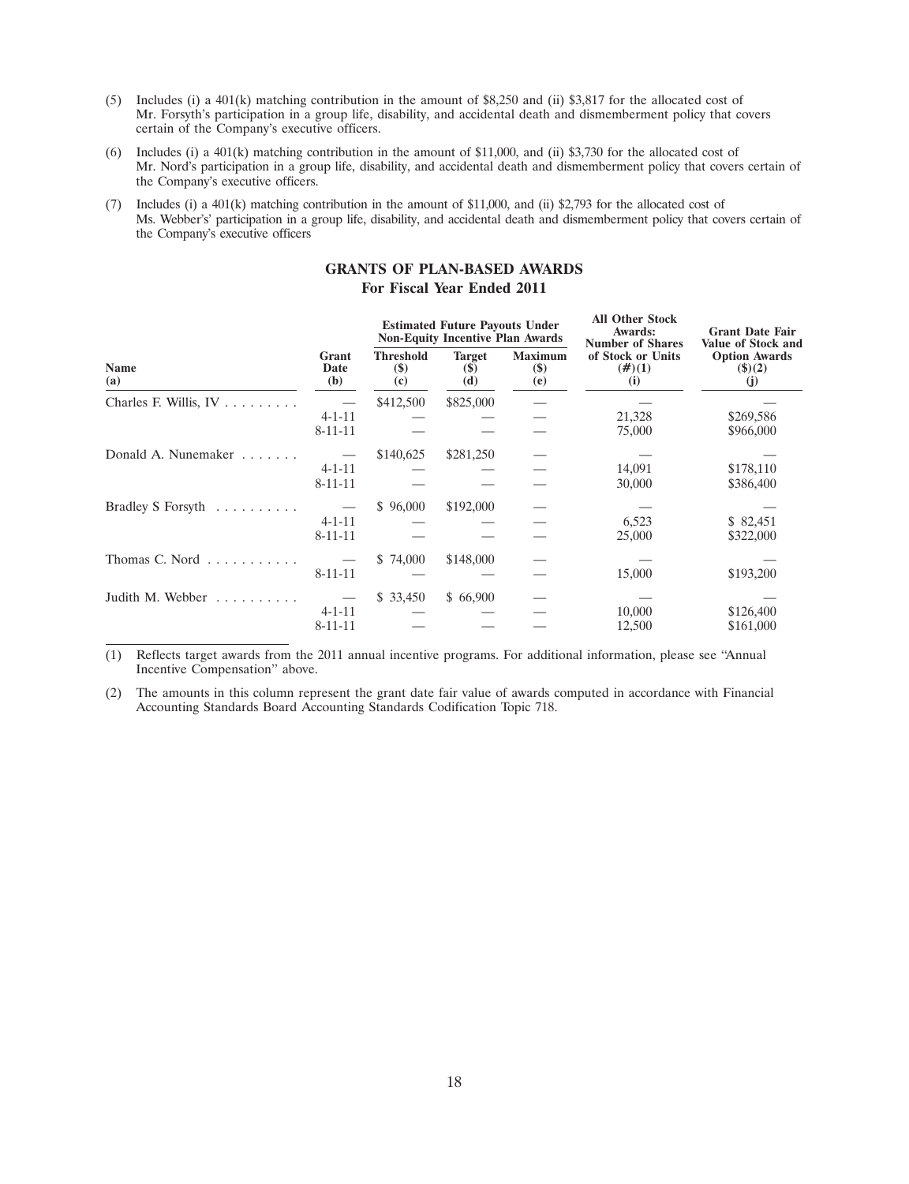(5) Includes (i) a 401(k) matching contribution in the amount of $8,250 and (ii) $3,817 for the allocated cost of Mr. Forsyth's participation in a group life, disability, and accidental death and dismemberment policy that covers certain of the Company's executive officers.

(6) Includes (i) a 401(k) matching contribution in the amount of $11,000, and (ii) $3,730 for the allocated cost of Mr. Nord's participation in a group life, disability, and accidental death and dismemberment policy that covers certain of the Company's executive officers.

(7) Includes (i) a 401(k) matching contribution in the amount of $11,000, and (ii) $2,793 for the allocated cost of Ms. Webber's participation in a group life, disability, and accidental death and dismemberment policy that covers certain of the Company's executive officers

## GRANTS OF PLAN-BASED AWARDS
### For Fiscal Year Ended 2011

| | | Estimated Future Payouts Under Non-Equity Incentive Plan Awards | | | All Other Stock Awards: Number of Shares | Grant Date Fair Value of Stock and |
|---|---|---|---|---|---|---|
| Name (a) | Grant Date (b) | Threshold ($) (c) | Target ($) (d) | Maximum ($) (e) | of Stock or Units (#)(1) (i) | Option Awards ($)(2) (j) |
| Charles F. Willis, IV | — | $412,500 | $825,000 | — | — | — |
| | 4-1-11 | — | — | — | 21,328 | $269,586 |
| | 8-11-11 | — | — | — | 75,000 | $966,000 |
| Donald A. Nunemaker | — | $140,625 | $281,250 | — | — | — |
| | 4-1-11 | — | — | — | 14,091 | $178,110 |
| | 8-11-11 | — | — | — | 30,000 | $386,400 |
| Bradley S Forsyth | — | $ 96,000 | $192,000 | — | — | — |
| | 4-1-11 | — | — | — | 6,523 | $ 82,451 |
| | 8-11-11 | — | — | — | 25,000 | $322,000 |
| Thomas C. Nord | — | $ 74,000 | $148,000 | — | — | — |
| | 8-11-11 | — | — | — | 15,000 | $193,200 |
| Judith M. Webber | — | $ 33,450 | $ 66,900 | — | — | — |
| | 4-1-11 | — | — | — | 10,000 | $126,400 |
| | 8-11-11 | — | — | — | 12,500 | $161,000 |

(1) Reflects target awards from the 2011 annual incentive programs. For additional information, please see "Annual Incentive Compensation" above.

(2) The amounts in this column represent the grant date fair value of awards computed in accordance with Financial Accounting Standards Board Accounting Standards Codification Topic 718.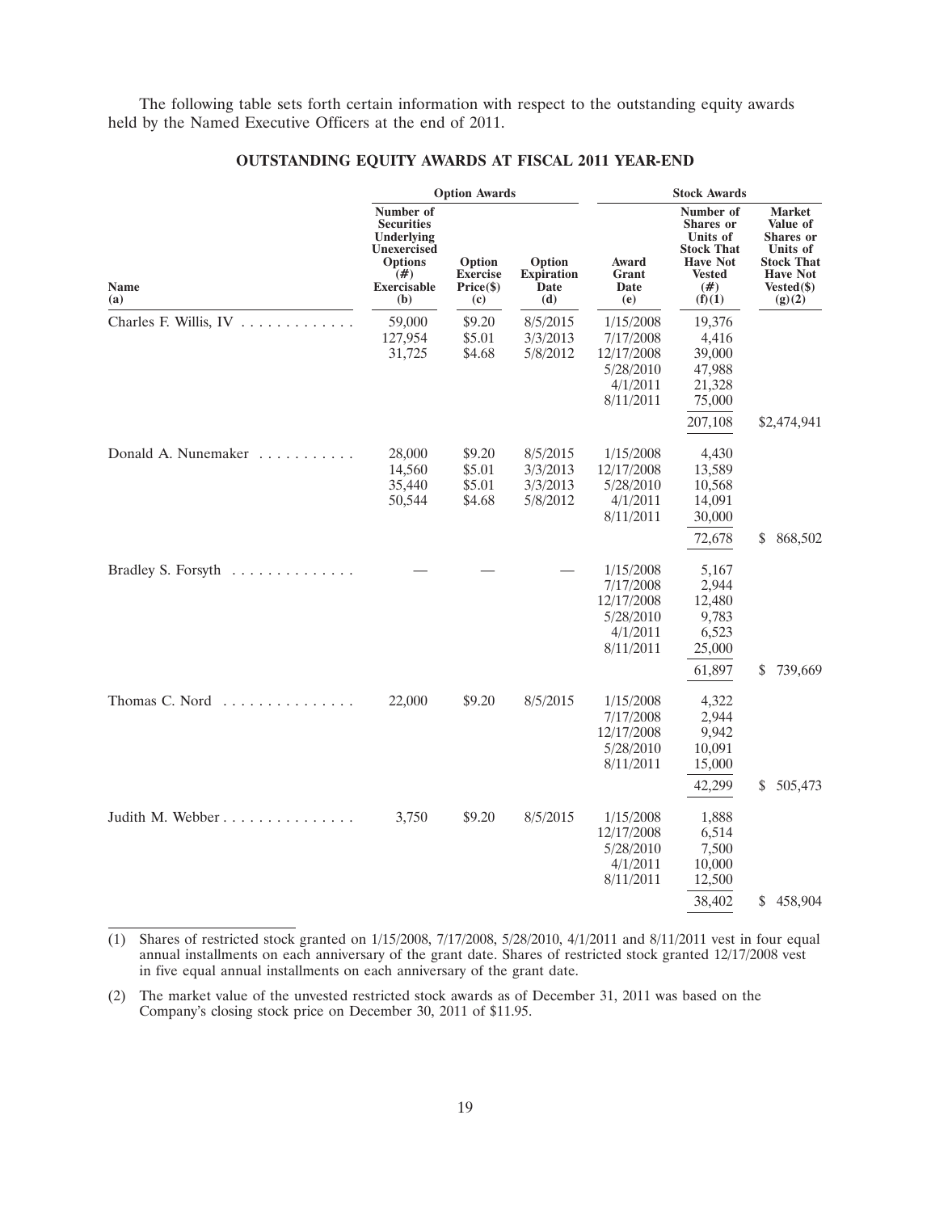The following table sets forth certain information with respect to the outstanding equity awards held by the Named Executive Officers at the end of 2011.

## OUTSTANDING EQUITY AWARDS AT FISCAL 2011 YEAR-END

| | Option Awards | | | Stock Awards | | |
|---|---|---|---|---|---|---|
| Name (a) | Number of Securities Underlying Unexercised Options (#) Exercisable (b) | Option Exercise Price($) (c) | Option Expiration Date (d) | Award Grant Date (e) | Number of Shares or Units of Stock That Have Not Vested (#) (f)(1) | Market Value of Shares or Units of Stock That Have Not Vested($) (g)(2) |
| Charles F. Willis, IV | 59,000 | $9.20 | 8/5/2015 | 1/15/2008 | 19,376 | |
| | 127,954 | $5.01 | 3/3/2013 | 7/17/2008 | 4,416 | |
| | 31,725 | $4.68 | 5/8/2012 | 12/17/2008 | 39,000 | |
| | | | | 5/28/2010 | 47,988 | |
| | | | | 4/1/2011 | 21,328 | |
| | | | | 8/11/2011 | 75,000 | |
| | | | | | 207,108 | $2,474,941 |
| Donald A. Nunemaker | 28,000 | $9.20 | 8/5/2015 | 1/15/2008 | 4,430 | |
| | 14,560 | $5.01 | 3/3/2013 | 12/17/2008 | 13,589 | |
| | 35,440 | $5.01 | 3/3/2013 | 5/28/2010 | 10,568 | |
| | 50,544 | $4.68 | 5/8/2012 | 4/1/2011 | 14,091 | |
| | | | | 8/11/2011 | 30,000 | |
| | | | | | 72,678 | $ 868,502 |
| Bradley S. Forsyth | — | — | — | 1/15/2008 | 5,167 | |
| | | | | 7/17/2008 | 2,944 | |
| | | | | 12/17/2008 | 12,480 | |
| | | | | 5/28/2010 | 9,783 | |
| | | | | 4/1/2011 | 6,523 | |
| | | | | 8/11/2011 | 25,000 | |
| | | | | | 61,897 | $ 739,669 |
| Thomas C. Nord | 22,000 | $9.20 | 8/5/2015 | 1/15/2008 | 4,322 | |
| | | | | 7/17/2008 | 2,944 | |
| | | | | 12/17/2008 | 9,942 | |
| | | | | 5/28/2010 | 10,091 | |
| | | | | 8/11/2011 | 15,000 | |
| | | | | | 42,299 | $ 505,473 |
| Judith M. Webber | 3,750 | $9.20 | 8/5/2015 | 1/15/2008 | 1,888 | |
| | | | | 12/17/2008 | 6,514 | |
| | | | | 5/28/2010 | 7,500 | |
| | | | | 4/1/2011 | 10,000 | |
| | | | | 8/11/2011 | 12,500 | |
| | | | | | 38,402 | $ 458,904 |

(1) Shares of restricted stock granted on 1/15/2008, 7/17/2008, 5/28/2010, 4/1/2011 and 8/11/2011 vest in four equal annual installments on each anniversary of the grant date. Shares of restricted stock granted 12/17/2008 vest in five equal annual installments on each anniversary of the grant date.

(2) The market value of the unvested restricted stock awards as of December 31, 2011 was based on the Company's closing stock price on December 30, 2011 of $11.95.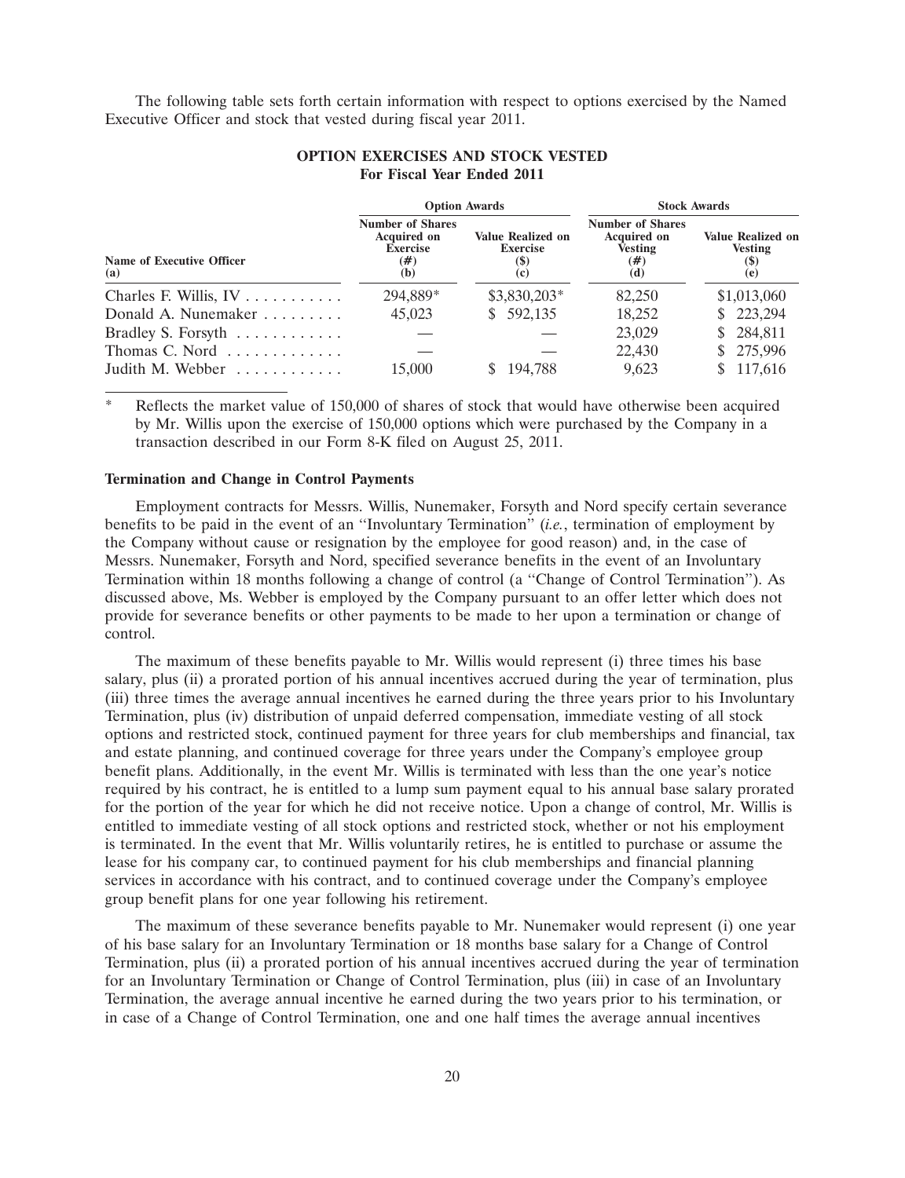The following table sets forth certain information with respect to options exercised by the Named Executive Officer and stock that vested during fiscal year 2011.

## OPTION EXERCISES AND STOCK VESTED
### For Fiscal Year Ended 2011

| | Option Awards | | Stock Awards | |
|---|---|---|---|---|
| **Name of Executive Officer (a)** | **Number of Shares Acquired on Exercise (#) (b)** | **Value Realized on Exercise ($) (c)** | **Number of Shares Acquired on Vesting (#) (d)** | **Value Realized on Vesting ($) (e)** |
| Charles F. Willis, IV | 294,889* | $3,830,203* | 82,250 | $1,013,060 |
| Donald A. Nunemaker | 45,023 | $ 592,135 | 18,252 | $ 223,294 |
| Bradley S. Forsyth | — | — | 23,029 | $ 284,811 |
| Thomas C. Nord | — | — | 22,430 | $ 275,996 |
| Judith M. Webber | 15,000 | $ 194,788 | 9,623 | $ 117,616 |

\* Reflects the market value of 150,000 of shares of stock that would have otherwise been acquired by Mr. Willis upon the exercise of 150,000 options which were purchased by the Company in a transaction described in our Form 8-K filed on August 25, 2011.

**Termination and Change in Control Payments**

Employment contracts for Messrs. Willis, Nunemaker, Forsyth and Nord specify certain severance benefits to be paid in the event of an ''Involuntary Termination'' (*i.e.*, termination of employment by the Company without cause or resignation by the employee for good reason) and, in the case of Messrs. Nunemaker, Forsyth and Nord, specified severance benefits in the event of an Involuntary Termination within 18 months following a change of control (a ''Change of Control Termination''). As discussed above, Ms. Webber is employed by the Company pursuant to an offer letter which does not provide for severance benefits or other payments to be made to her upon a termination or change of control.

The maximum of these benefits payable to Mr. Willis would represent (i) three times his base salary, plus (ii) a prorated portion of his annual incentives accrued during the year of termination, plus (iii) three times the average annual incentives he earned during the three years prior to his Involuntary Termination, plus (iv) distribution of unpaid deferred compensation, immediate vesting of all stock options and restricted stock, continued payment for three years for club memberships and financial, tax and estate planning, and continued coverage for three years under the Company's employee group benefit plans. Additionally, in the event Mr. Willis is terminated with less than the one year's notice required by his contract, he is entitled to a lump sum payment equal to his annual base salary prorated for the portion of the year for which he did not receive notice. Upon a change of control, Mr. Willis is entitled to immediate vesting of all stock options and restricted stock, whether or not his employment is terminated. In the event that Mr. Willis voluntarily retires, he is entitled to purchase or assume the lease for his company car, to continued payment for his club memberships and financial planning services in accordance with his contract, and to continued coverage under the Company's employee group benefit plans for one year following his retirement.

The maximum of these severance benefits payable to Mr. Nunemaker would represent (i) one year of his base salary for an Involuntary Termination or 18 months base salary for a Change of Control Termination, plus (ii) a prorated portion of his annual incentives accrued during the year of termination for an Involuntary Termination or Change of Control Termination, plus (iii) in case of an Involuntary Termination, the average annual incentive he earned during the two years prior to his termination, or in case of a Change of Control Termination, one and one half times the average annual incentives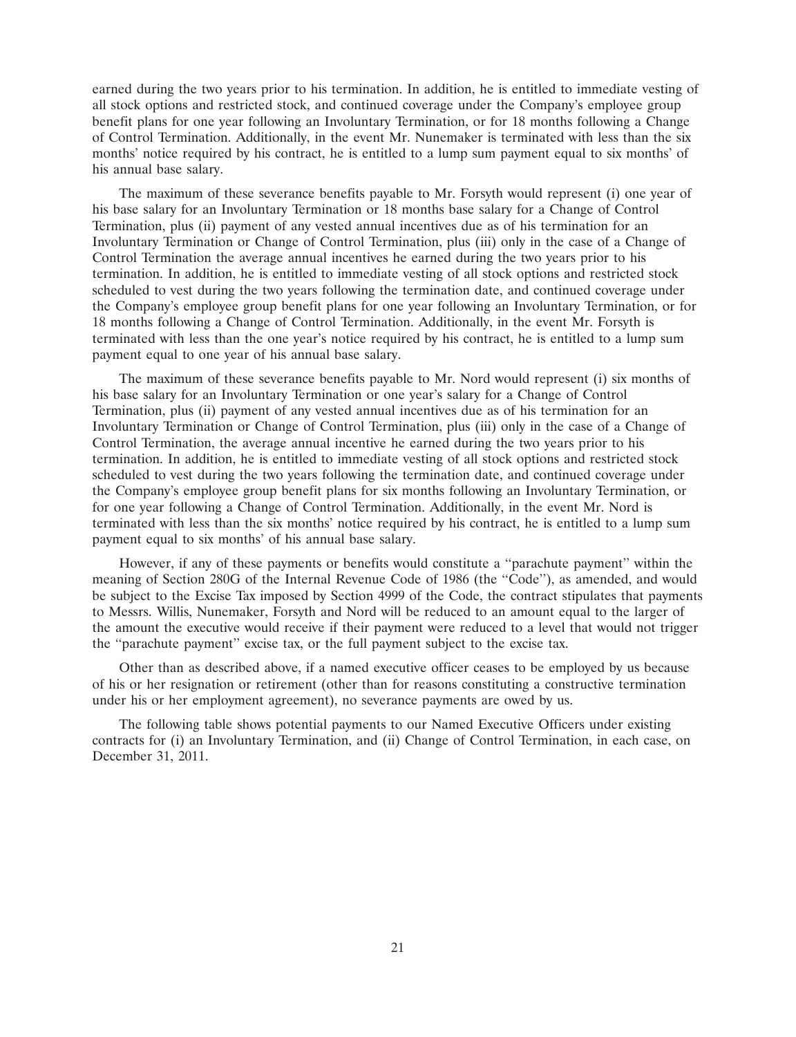earned during the two years prior to his termination. In addition, he is entitled to immediate vesting of all stock options and restricted stock, and continued coverage under the Company's employee group benefit plans for one year following an Involuntary Termination, or for 18 months following a Change of Control Termination. Additionally, in the event Mr. Nunemaker is terminated with less than the six months' notice required by his contract, he is entitled to a lump sum payment equal to six months' of his annual base salary.

The maximum of these severance benefits payable to Mr. Forsyth would represent (i) one year of his base salary for an Involuntary Termination or 18 months base salary for a Change of Control Termination, plus (ii) payment of any vested annual incentives due as of his termination for an Involuntary Termination or Change of Control Termination, plus (iii) only in the case of a Change of Control Termination the average annual incentives he earned during the two years prior to his termination. In addition, he is entitled to immediate vesting of all stock options and restricted stock scheduled to vest during the two years following the termination date, and continued coverage under the Company's employee group benefit plans for one year following an Involuntary Termination, or for 18 months following a Change of Control Termination. Additionally, in the event Mr. Forsyth is terminated with less than the one year's notice required by his contract, he is entitled to a lump sum payment equal to one year of his annual base salary.

The maximum of these severance benefits payable to Mr. Nord would represent (i) six months of his base salary for an Involuntary Termination or one year's salary for a Change of Control Termination, plus (ii) payment of any vested annual incentives due as of his termination for an Involuntary Termination or Change of Control Termination, plus (iii) only in the case of a Change of Control Termination, the average annual incentive he earned during the two years prior to his termination. In addition, he is entitled to immediate vesting of all stock options and restricted stock scheduled to vest during the two years following the termination date, and continued coverage under the Company's employee group benefit plans for six months following an Involuntary Termination, or for one year following a Change of Control Termination. Additionally, in the event Mr. Nord is terminated with less than the six months' notice required by his contract, he is entitled to a lump sum payment equal to six months' of his annual base salary.

However, if any of these payments or benefits would constitute a "parachute payment" within the meaning of Section 280G of the Internal Revenue Code of 1986 (the "Code"), as amended, and would be subject to the Excise Tax imposed by Section 4999 of the Code, the contract stipulates that payments to Messrs. Willis, Nunemaker, Forsyth and Nord will be reduced to an amount equal to the larger of the amount the executive would receive if their payment were reduced to a level that would not trigger the "parachute payment" excise tax, or the full payment subject to the excise tax.

Other than as described above, if a named executive officer ceases to be employed by us because of his or her resignation or retirement (other than for reasons constituting a constructive termination under his or her employment agreement), no severance payments are owed by us.

The following table shows potential payments to our Named Executive Officers under existing contracts for (i) an Involuntary Termination, and (ii) Change of Control Termination, in each case, on December 31, 2011.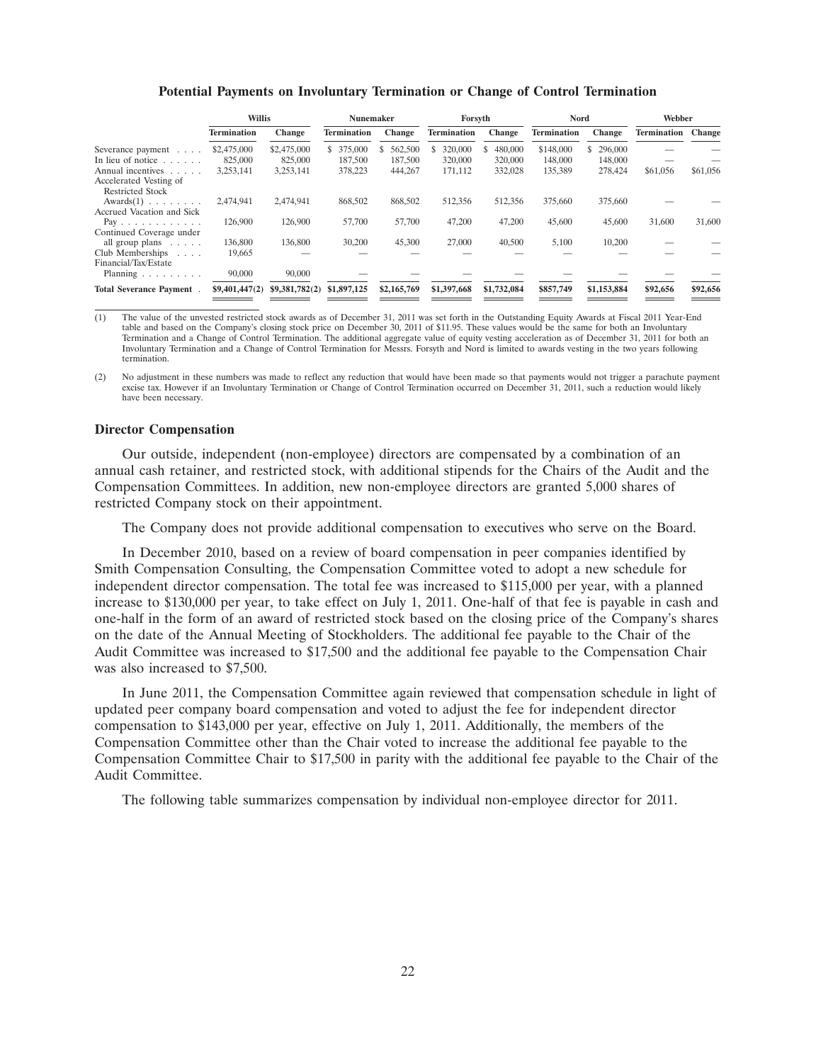### Potential Payments on Involuntary Termination or Change of Control Termination

| | Willis | | Nunemaker | | Forsyth | | Nord | | Webber | |
|---|---|---|---|---|---|---|---|---|---|---|
| | Termination | Change | Termination | Change | Termination | Change | Termination | Change | Termination | Change |
| Severance payment | $2,475,000 | $2,475,000 | $ 375,000 | $ 562,500 | $ 320,000 | $ 480,000 | $148,000 | $ 296,000 | — | — |
| In lieu of notice | 825,000 | 825,000 | 187,500 | 187,500 | 320,000 | 320,000 | 148,000 | 148,000 | — | — |
| Annual incentives | 3,253,141 | 3,253,141 | 378,223 | 444,267 | 171,112 | 332,028 | 135,389 | 278,424 | $61,056 | $61,056 |
| Accelerated Vesting of Restricted Stock Awards(1) | 2,474,941 | 2,474,941 | 868,502 | 868,502 | 512,356 | 512,356 | 375,660 | 375,660 | — | — |
| Accrued Vacation and Sick Pay | 126,900 | 126,900 | 57,700 | 57,700 | 47,200 | 47,200 | 45,600 | 45,600 | 31,600 | 31,600 |
| Continued Coverage under all group plans | 136,800 | 136,800 | 30,200 | 45,300 | 27,000 | 40,500 | 5,100 | 10,200 | — | — |
| Club Memberships | 19,665 | — | — | — | — | — | — | — | — | — |
| Financial/Tax/Estate Planning | 90,000 | 90,000 | — | — | — | — | — | — | — | — |
| **Total Severance Payment** | **$9,401,447(2)** | **$9,381,782(2)** | **$1,897,125** | **$2,165,769** | **$1,397,668** | **$1,732,084** | **$857,749** | **$1,153,884** | **$92,656** | **$92,656** |

(1) The value of the unvested restricted stock awards as of December 31, 2011 was set forth in the Outstanding Equity Awards at Fiscal 2011 Year-End table and based on the Company's closing stock price on December 30, 2011 of $11.95. These values would be the same for both an Involuntary Termination and a Change of Control Termination. The additional aggregate value of equity vesting acceleration as of December 31, 2011 for both an Involuntary Termination and a Change of Control Termination for Messrs. Forsyth and Nord is limited to awards vesting in the two years following termination.

(2) No adjustment in these numbers was made to reflect any reduction that would have been made so that payments would not trigger a parachute payment excise tax. However if an Involuntary Termination or Change of Control Termination occurred on December 31, 2011, such a reduction would likely have been necessary.

### Director Compensation

Our outside, independent (non-employee) directors are compensated by a combination of an annual cash retainer, and restricted stock, with additional stipends for the Chairs of the Audit and the Compensation Committees. In addition, new non-employee directors are granted 5,000 shares of restricted Company stock on their appointment.

The Company does not provide additional compensation to executives who serve on the Board.

In December 2010, based on a review of board compensation in peer companies identified by Smith Compensation Consulting, the Compensation Committee voted to adopt a new schedule for independent director compensation. The total fee was increased to $115,000 per year, with a planned increase to $130,000 per year, to take effect on July 1, 2011. One-half of that fee is payable in cash and one-half in the form of an award of restricted stock based on the closing price of the Company's shares on the date of the Annual Meeting of Stockholders. The additional fee payable to the Chair of the Audit Committee was increased to $17,500 and the additional fee payable to the Compensation Chair was also increased to $7,500.

In June 2011, the Compensation Committee again reviewed that compensation schedule in light of updated peer company board compensation and voted to adjust the fee for independent director compensation to $143,000 per year, effective on July 1, 2011. Additionally, the members of the Compensation Committee other than the Chair voted to increase the additional fee payable to the Compensation Committee Chair to $17,500 in parity with the additional fee payable to the Chair of the Audit Committee.

The following table summarizes compensation by individual non-employee director for 2011.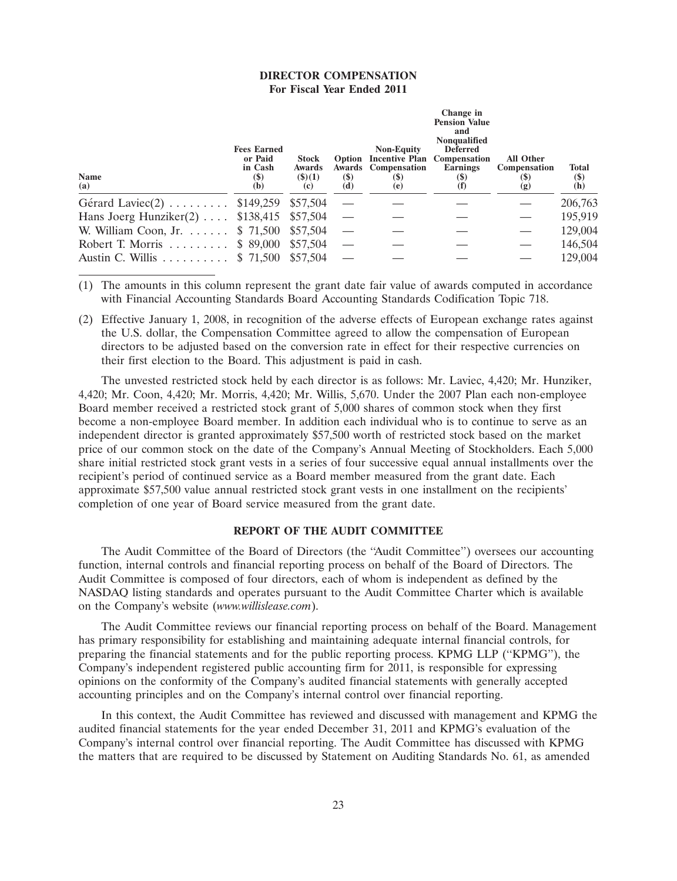## DIRECTOR COMPENSATION
### For Fiscal Year Ended 2011

| Name (a) | Fees Earned or Paid in Cash ($) (b) | Stock Awards ($)(1) (c) | Option Awards ($) (d) | Non-Equity Incentive Plan Compensation ($) (e) | Change in Pension Value and Nonqualified Deferred Compensation Earnings ($) (f) | All Other Compensation ($) (g) | Total ($) (h) |
|---|---|---|---|---|---|---|---|
| Gérard Laviec(2) | $149,259 | $57,504 | — | — | — | — | 206,763 |
| Hans Joerg Hunziker(2) | $138,415 | $57,504 | — | — | — | — | 195,919 |
| W. William Coon, Jr. | $ 71,500 | $57,504 | — | — | — | — | 129,004 |
| Robert T. Morris | $ 89,000 | $57,504 | — | — | — | — | 146,504 |
| Austin C. Willis | $ 71,500 | $57,504 | — | — | — | — | 129,004 |

(1) The amounts in this column represent the grant date fair value of awards computed in accordance with Financial Accounting Standards Board Accounting Standards Codification Topic 718.

(2) Effective January 1, 2008, in recognition of the adverse effects of European exchange rates against the U.S. dollar, the Compensation Committee agreed to allow the compensation of European directors to be adjusted based on the conversion rate in effect for their respective currencies on their first election to the Board. This adjustment is paid in cash.

The unvested restricted stock held by each director is as follows: Mr. Laviec, 4,420; Mr. Hunziker, 4,420; Mr. Coon, 4,420; Mr. Morris, 4,420; Mr. Willis, 5,670. Under the 2007 Plan each non-employee Board member received a restricted stock grant of 5,000 shares of common stock when they first become a non-employee Board member. In addition each individual who is to continue to serve as an independent director is granted approximately $57,500 worth of restricted stock based on the market price of our common stock on the date of the Company's Annual Meeting of Stockholders. Each 5,000 share initial restricted stock grant vests in a series of four successive equal annual installments over the recipient's period of continued service as a Board member measured from the grant date. Each approximate $57,500 value annual restricted stock grant vests in one installment on the recipients' completion of one year of Board service measured from the grant date.

## REPORT OF THE AUDIT COMMITTEE

The Audit Committee of the Board of Directors (the "Audit Committee") oversees our accounting function, internal controls and financial reporting process on behalf of the Board of Directors. The Audit Committee is composed of four directors, each of whom is independent as defined by the NASDAQ listing standards and operates pursuant to the Audit Committee Charter which is available on the Company's website (*www.willislease.com*).

The Audit Committee reviews our financial reporting process on behalf of the Board. Management has primary responsibility for establishing and maintaining adequate internal financial controls, for preparing the financial statements and for the public reporting process. KPMG LLP ("KPMG"), the Company's independent registered public accounting firm for 2011, is responsible for expressing opinions on the conformity of the Company's audited financial statements with generally accepted accounting principles and on the Company's internal control over financial reporting.

In this context, the Audit Committee has reviewed and discussed with management and KPMG the audited financial statements for the year ended December 31, 2011 and KPMG's evaluation of the Company's internal control over financial reporting. The Audit Committee has discussed with KPMG the matters that are required to be discussed by Statement on Auditing Standards No. 61, as amended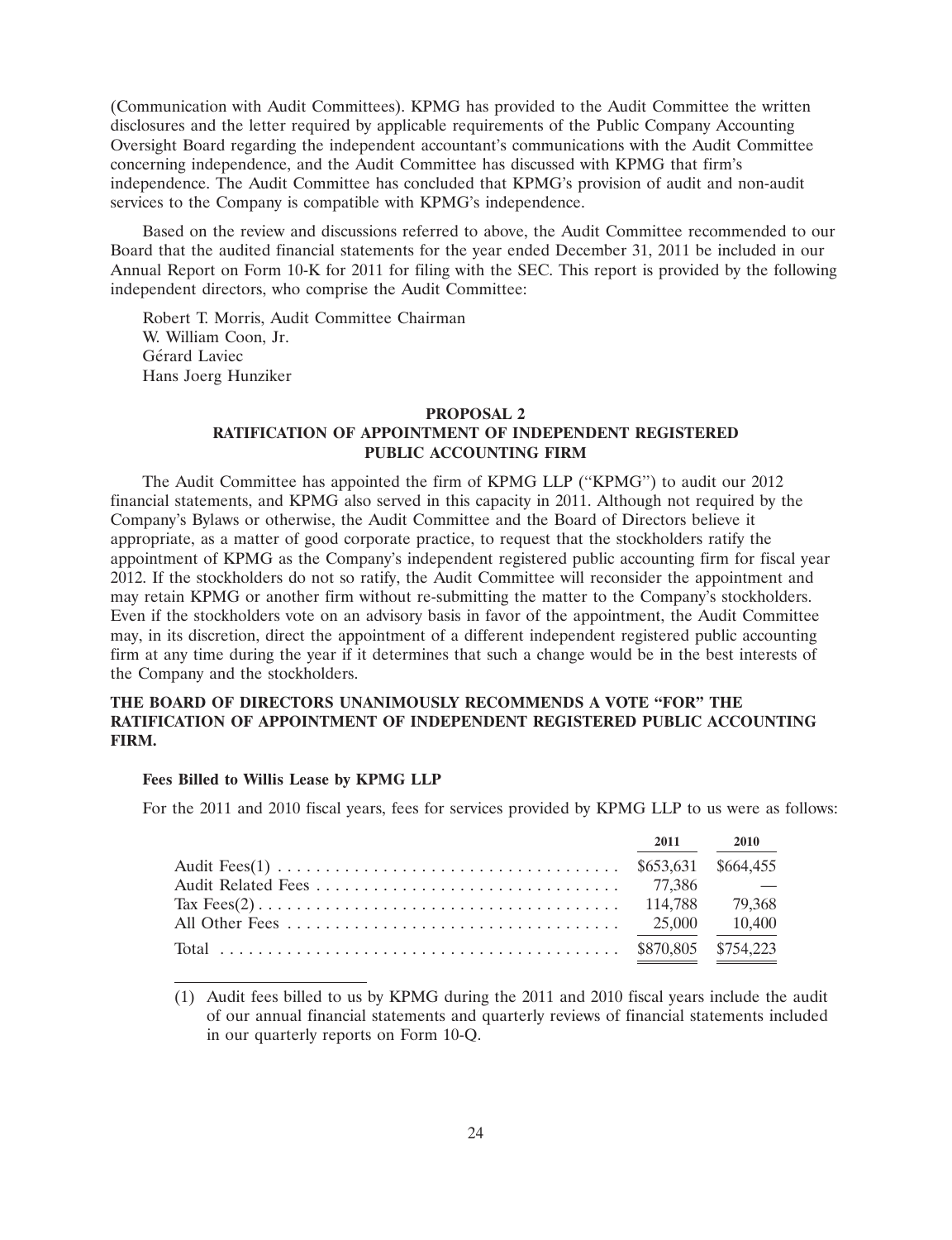(Communication with Audit Committees). KPMG has provided to the Audit Committee the written disclosures and the letter required by applicable requirements of the Public Company Accounting Oversight Board regarding the independent accountant's communications with the Audit Committee concerning independence, and the Audit Committee has discussed with KPMG that firm's independence. The Audit Committee has concluded that KPMG's provision of audit and non-audit services to the Company is compatible with KPMG's independence.

Based on the review and discussions referred to above, the Audit Committee recommended to our Board that the audited financial statements for the year ended December 31, 2011 be included in our Annual Report on Form 10-K for 2011 for filing with the SEC. This report is provided by the following independent directors, who comprise the Audit Committee:

Robert T. Morris, Audit Committee Chairman
W. William Coon, Jr.
Gérard Laviec
Hans Joerg Hunziker

## PROPOSAL 2
## RATIFICATION OF APPOINTMENT OF INDEPENDENT REGISTERED PUBLIC ACCOUNTING FIRM

The Audit Committee has appointed the firm of KPMG LLP ("KPMG") to audit our 2012 financial statements, and KPMG also served in this capacity in 2011. Although not required by the Company's Bylaws or otherwise, the Audit Committee and the Board of Directors believe it appropriate, as a matter of good corporate practice, to request that the stockholders ratify the appointment of KPMG as the Company's independent registered public accounting firm for fiscal year 2012. If the stockholders do not so ratify, the Audit Committee will reconsider the appointment and may retain KPMG or another firm without re-submitting the matter to the Company's stockholders. Even if the stockholders vote on an advisory basis in favor of the appointment, the Audit Committee may, in its discretion, direct the appointment of a different independent registered public accounting firm at any time during the year if it determines that such a change would be in the best interests of the Company and the stockholders.

**THE BOARD OF DIRECTORS UNANIMOUSLY RECOMMENDS A VOTE "FOR" THE RATIFICATION OF APPOINTMENT OF INDEPENDENT REGISTERED PUBLIC ACCOUNTING FIRM.**

### Fees Billed to Willis Lease by KPMG LLP

For the 2011 and 2010 fiscal years, fees for services provided by KPMG LLP to us were as follows:

| | 2011 | 2010 |
|---|---|---|
| Audit Fees(1) | $653,631 | $664,455 |
| Audit Related Fees | 77,386 | — |
| Tax Fees(2) | 114,788 | 79,368 |
| All Other Fees | 25,000 | 10,400 |
| Total | $870,805 | $754,223 |

(1) Audit fees billed to us by KPMG during the 2011 and 2010 fiscal years include the audit of our annual financial statements and quarterly reviews of financial statements included in our quarterly reports on Form 10-Q.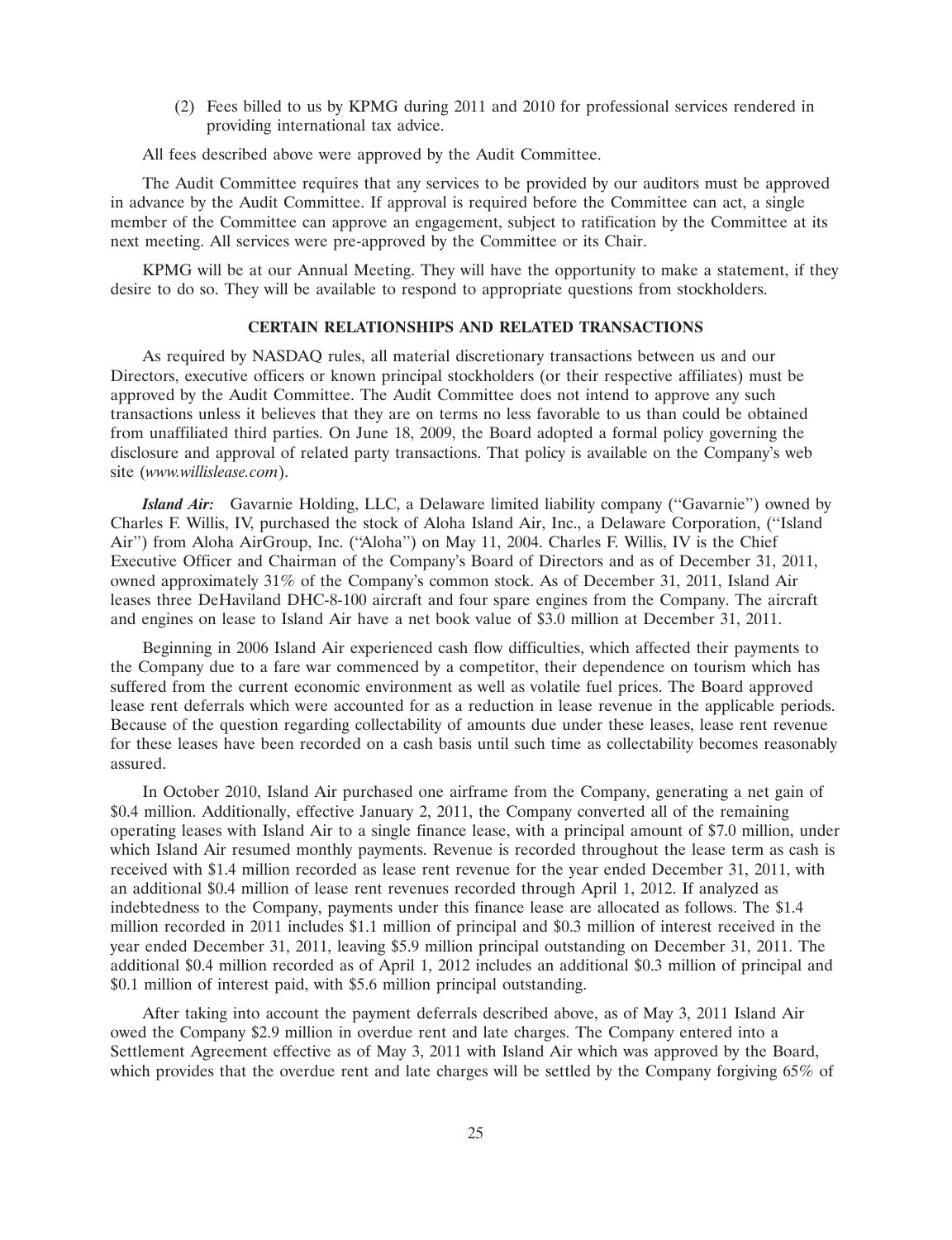(2) Fees billed to us by KPMG during 2011 and 2010 for professional services rendered in providing international tax advice.

All fees described above were approved by the Audit Committee.

The Audit Committee requires that any services to be provided by our auditors must be approved in advance by the Audit Committee. If approval is required before the Committee can act, a single member of the Committee can approve an engagement, subject to ratification by the Committee at its next meeting. All services were pre-approved by the Committee or its Chair.

KPMG will be at our Annual Meeting. They will have the opportunity to make a statement, if they desire to do so. They will be available to respond to appropriate questions from stockholders.

## CERTAIN RELATIONSHIPS AND RELATED TRANSACTIONS

As required by NASDAQ rules, all material discretionary transactions between us and our Directors, executive officers or known principal stockholders (or their respective affiliates) must be approved by the Audit Committee. The Audit Committee does not intend to approve any such transactions unless it believes that they are on terms no less favorable to us than could be obtained from unaffiliated third parties. On June 18, 2009, the Board adopted a formal policy governing the disclosure and approval of related party transactions. That policy is available on the Company's web site (*www.willislease.com*).

***Island Air:*** Gavarnie Holding, LLC, a Delaware limited liability company (''Gavarnie'') owned by Charles F. Willis, IV, purchased the stock of Aloha Island Air, Inc., a Delaware Corporation, (''Island Air'') from Aloha AirGroup, Inc. (''Aloha'') on May 11, 2004. Charles F. Willis, IV is the Chief Executive Officer and Chairman of the Company's Board of Directors and as of December 31, 2011, owned approximately 31% of the Company's common stock. As of December 31, 2011, Island Air leases three DeHaviland DHC-8-100 aircraft and four spare engines from the Company. The aircraft and engines on lease to Island Air have a net book value of $3.0 million at December 31, 2011.

Beginning in 2006 Island Air experienced cash flow difficulties, which affected their payments to the Company due to a fare war commenced by a competitor, their dependence on tourism which has suffered from the current economic environment as well as volatile fuel prices. The Board approved lease rent deferrals which were accounted for as a reduction in lease revenue in the applicable periods. Because of the question regarding collectability of amounts due under these leases, lease rent revenue for these leases have been recorded on a cash basis until such time as collectability becomes reasonably assured.

In October 2010, Island Air purchased one airframe from the Company, generating a net gain of $0.4 million. Additionally, effective January 2, 2011, the Company converted all of the remaining operating leases with Island Air to a single finance lease, with a principal amount of $7.0 million, under which Island Air resumed monthly payments. Revenue is recorded throughout the lease term as cash is received with $1.4 million recorded as lease rent revenue for the year ended December 31, 2011, with an additional $0.4 million of lease rent revenues recorded through April 1, 2012. If analyzed as indebtedness to the Company, payments under this finance lease are allocated as follows. The $1.4 million recorded in 2011 includes $1.1 million of principal and $0.3 million of interest received in the year ended December 31, 2011, leaving $5.9 million principal outstanding on December 31, 2011. The additional $0.4 million recorded as of April 1, 2012 includes an additional $0.3 million of principal and $0.1 million of interest paid, with $5.6 million principal outstanding.

After taking into account the payment deferrals described above, as of May 3, 2011 Island Air owed the Company $2.9 million in overdue rent and late charges. The Company entered into a Settlement Agreement effective as of May 3, 2011 with Island Air which was approved by the Board, which provides that the overdue rent and late charges will be settled by the Company forgiving 65% of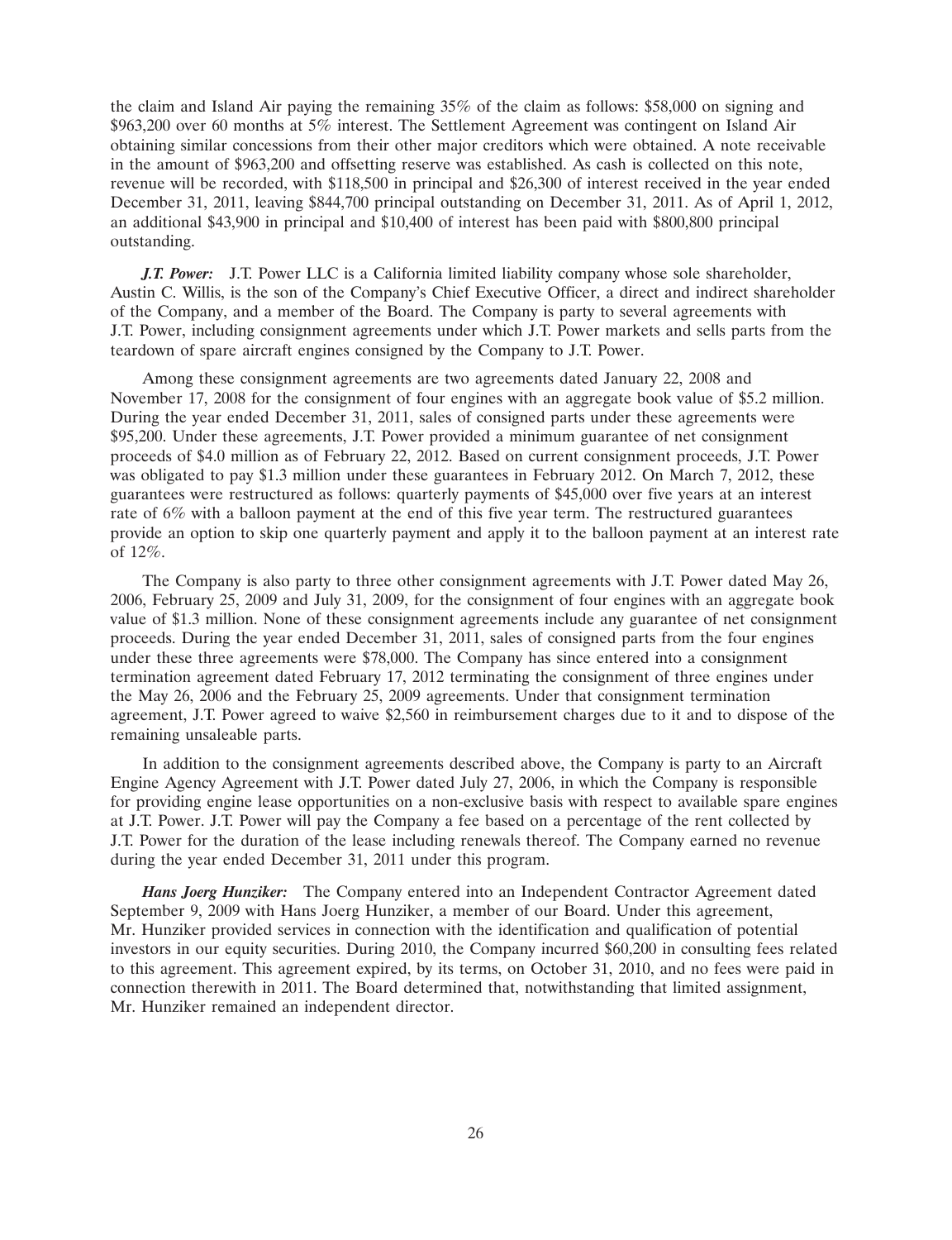the claim and Island Air paying the remaining 35% of the claim as follows: $58,000 on signing and $963,200 over 60 months at 5% interest. The Settlement Agreement was contingent on Island Air obtaining similar concessions from their other major creditors which were obtained. A note receivable in the amount of $963,200 and offsetting reserve was established. As cash is collected on this note, revenue will be recorded, with $118,500 in principal and $26,300 of interest received in the year ended December 31, 2011, leaving $844,700 principal outstanding on December 31, 2011. As of April 1, 2012, an additional $43,900 in principal and $10,400 of interest has been paid with $800,800 principal outstanding.

***J.T. Power:*** J.T. Power LLC is a California limited liability company whose sole shareholder, Austin C. Willis, is the son of the Company's Chief Executive Officer, a direct and indirect shareholder of the Company, and a member of the Board. The Company is party to several agreements with J.T. Power, including consignment agreements under which J.T. Power markets and sells parts from the teardown of spare aircraft engines consigned by the Company to J.T. Power.

Among these consignment agreements are two agreements dated January 22, 2008 and November 17, 2008 for the consignment of four engines with an aggregate book value of $5.2 million. During the year ended December 31, 2011, sales of consigned parts under these agreements were $95,200. Under these agreements, J.T. Power provided a minimum guarantee of net consignment proceeds of $4.0 million as of February 22, 2012. Based on current consignment proceeds, J.T. Power was obligated to pay $1.3 million under these guarantees in February 2012. On March 7, 2012, these guarantees were restructured as follows: quarterly payments of $45,000 over five years at an interest rate of 6% with a balloon payment at the end of this five year term. The restructured guarantees provide an option to skip one quarterly payment and apply it to the balloon payment at an interest rate of 12%.

The Company is also party to three other consignment agreements with J.T. Power dated May 26, 2006, February 25, 2009 and July 31, 2009, for the consignment of four engines with an aggregate book value of $1.3 million. None of these consignment agreements include any guarantee of net consignment proceeds. During the year ended December 31, 2011, sales of consigned parts from the four engines under these three agreements were $78,000. The Company has since entered into a consignment termination agreement dated February 17, 2012 terminating the consignment of three engines under the May 26, 2006 and the February 25, 2009 agreements. Under that consignment termination agreement, J.T. Power agreed to waive $2,560 in reimbursement charges due to it and to dispose of the remaining unsaleable parts.

In addition to the consignment agreements described above, the Company is party to an Aircraft Engine Agency Agreement with J.T. Power dated July 27, 2006, in which the Company is responsible for providing engine lease opportunities on a non-exclusive basis with respect to available spare engines at J.T. Power. J.T. Power will pay the Company a fee based on a percentage of the rent collected by J.T. Power for the duration of the lease including renewals thereof. The Company earned no revenue during the year ended December 31, 2011 under this program.

***Hans Joerg Hunziker:*** The Company entered into an Independent Contractor Agreement dated September 9, 2009 with Hans Joerg Hunziker, a member of our Board. Under this agreement, Mr. Hunziker provided services in connection with the identification and qualification of potential investors in our equity securities. During 2010, the Company incurred $60,200 in consulting fees related to this agreement. This agreement expired, by its terms, on October 31, 2010, and no fees were paid in connection therewith in 2011. The Board determined that, notwithstanding that limited assignment, Mr. Hunziker remained an independent director.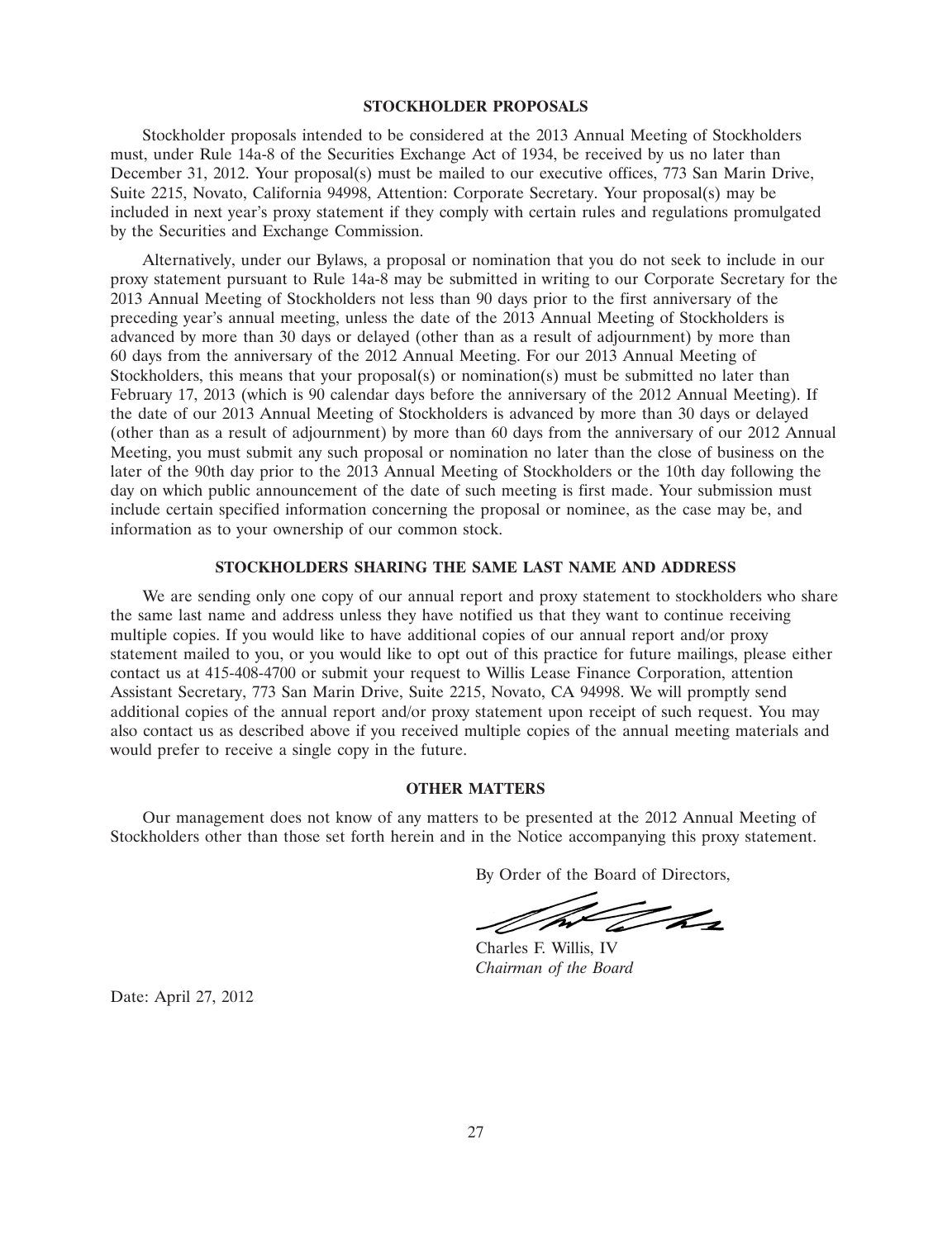## STOCKHOLDER PROPOSALS

Stockholder proposals intended to be considered at the 2013 Annual Meeting of Stockholders must, under Rule 14a-8 of the Securities Exchange Act of 1934, be received by us no later than December 31, 2012. Your proposal(s) must be mailed to our executive offices, 773 San Marin Drive, Suite 2215, Novato, California 94998, Attention: Corporate Secretary. Your proposal(s) may be included in next year's proxy statement if they comply with certain rules and regulations promulgated by the Securities and Exchange Commission.

Alternatively, under our Bylaws, a proposal or nomination that you do not seek to include in our proxy statement pursuant to Rule 14a-8 may be submitted in writing to our Corporate Secretary for the 2013 Annual Meeting of Stockholders not less than 90 days prior to the first anniversary of the preceding year's annual meeting, unless the date of the 2013 Annual Meeting of Stockholders is advanced by more than 30 days or delayed (other than as a result of adjournment) by more than 60 days from the anniversary of the 2012 Annual Meeting. For our 2013 Annual Meeting of Stockholders, this means that your proposal(s) or nomination(s) must be submitted no later than February 17, 2013 (which is 90 calendar days before the anniversary of the 2012 Annual Meeting). If the date of our 2013 Annual Meeting of Stockholders is advanced by more than 30 days or delayed (other than as a result of adjournment) by more than 60 days from the anniversary of our 2012 Annual Meeting, you must submit any such proposal or nomination no later than the close of business on the later of the 90th day prior to the 2013 Annual Meeting of Stockholders or the 10th day following the day on which public announcement of the date of such meeting is first made. Your submission must include certain specified information concerning the proposal or nominee, as the case may be, and information as to your ownership of our common stock.

## STOCKHOLDERS SHARING THE SAME LAST NAME AND ADDRESS

We are sending only one copy of our annual report and proxy statement to stockholders who share the same last name and address unless they have notified us that they want to continue receiving multiple copies. If you would like to have additional copies of our annual report and/or proxy statement mailed to you, or you would like to opt out of this practice for future mailings, please either contact us at 415-408-4700 or submit your request to Willis Lease Finance Corporation, attention Assistant Secretary, 773 San Marin Drive, Suite 2215, Novato, CA 94998. We will promptly send additional copies of the annual report and/or proxy statement upon receipt of such request. You may also contact us as described above if you received multiple copies of the annual meeting materials and would prefer to receive a single copy in the future.

## OTHER MATTERS

Our management does not know of any matters to be presented at the 2012 Annual Meeting of Stockholders other than those set forth herein and in the Notice accompanying this proxy statement.

By Order of the Board of Directors,

Charles F. Willis, IV
*Chairman of the Board*

Date: April 27, 2012